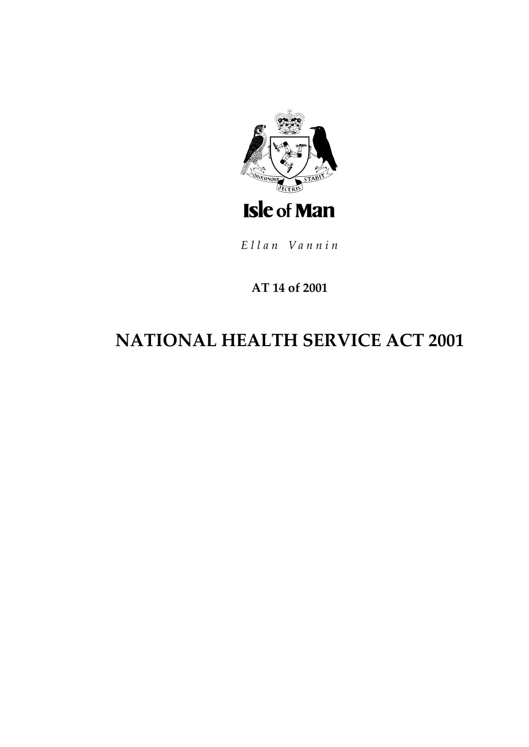Isle of Man

*Ellan Vannin*

**AT 14 of 2001**

# NATIONAL HEALTH SERVICE ACT 2001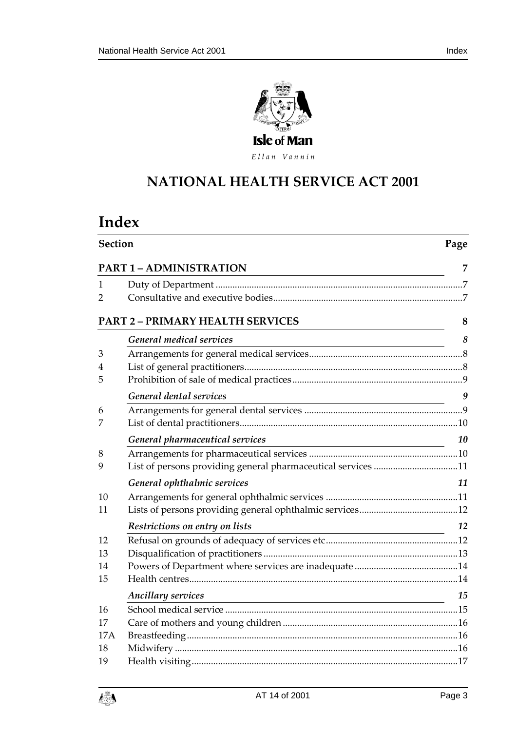Isle of Man

Ellan Vannin

# NATIONAL HEALTH SERVICE ACT 2001

# Index

| Section | | Page |
|---|---|---|
| | **PART 1 – ADMINISTRATION** | **7** |
| 1 | Duty of Department | 7 |
| 2 | Consultative and executive bodies | 7 |
| | **PART 2 – PRIMARY HEALTH SERVICES** | **8** |
| | ***General medical services*** | ***8*** |
| 3 | Arrangements for general medical services | 8 |
| 4 | List of general practitioners | 8 |
| 5 | Prohibition of sale of medical practices | 9 |
| | ***General dental services*** | ***9*** |
| 6 | Arrangements for general dental services | 9 |
| 7 | List of dental practitioners | 10 |
| | ***General pharmaceutical services*** | ***10*** |
| 8 | Arrangements for pharmaceutical services | 10 |
| 9 | List of persons providing general pharmaceutical services | 11 |
| | ***General ophthalmic services*** | ***11*** |
| 10 | Arrangements for general ophthalmic services | 11 |
| 11 | Lists of persons providing general ophthalmic services | 12 |
| | ***Restrictions on entry on lists*** | ***12*** |
| 12 | Refusal on grounds of adequacy of services etc | 12 |
| 13 | Disqualification of practitioners | 13 |
| 14 | Powers of Department where services are inadequate | 14 |
| 15 | Health centres | 14 |
| | ***Ancillary services*** | ***15*** |
| 16 | School medical service | 15 |
| 17 | Care of mothers and young children | 16 |
| 17A | Breastfeeding | 16 |
| 18 | Midwifery | 16 |
| 19 | Health visiting | 17 |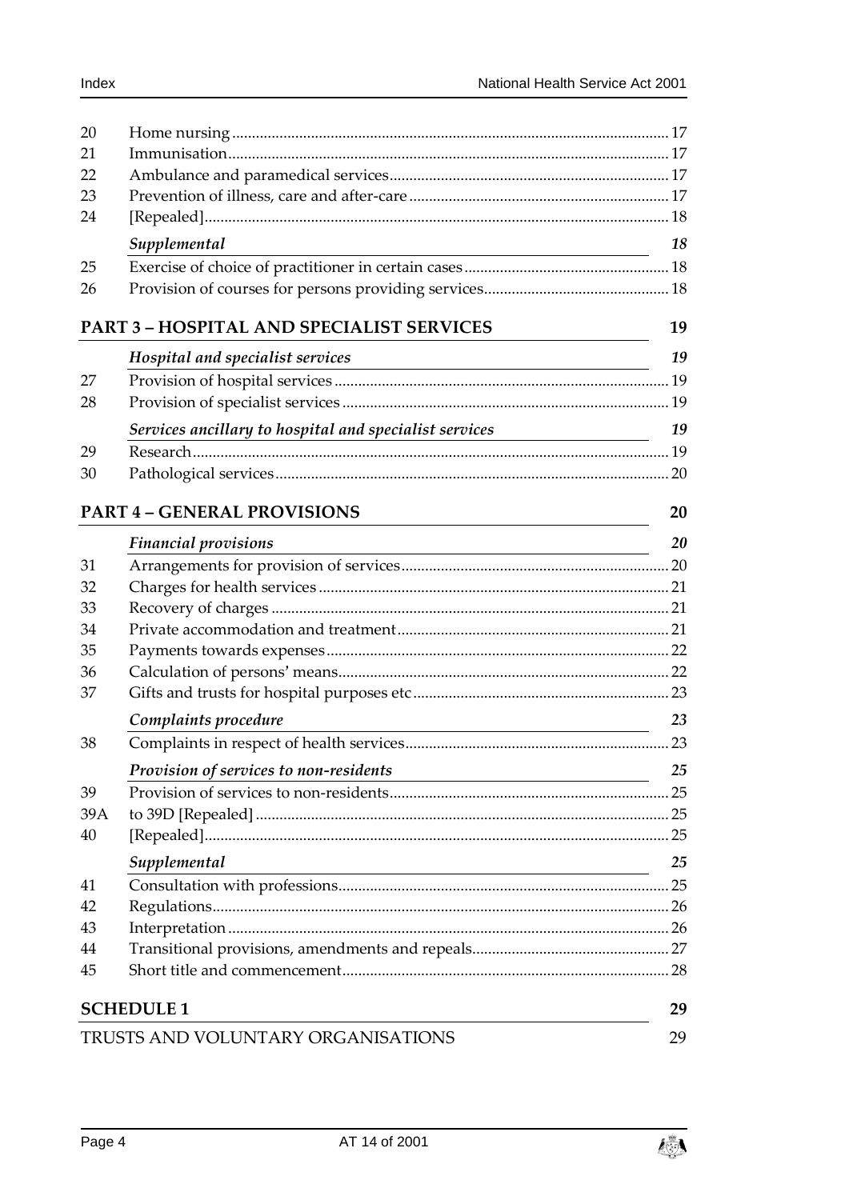| | | |
|---|---|---|
| 20 | Home nursing | 17 |
| 21 | Immunisation | 17 |
| 22 | Ambulance and paramedical services | 17 |
| 23 | Prevention of illness, care and after-care | 17 |
| 24 | [Repealed] | 18 |
| | *Supplemental* | *18* |
| 25 | Exercise of choice of practitioner in certain cases | 18 |
| 26 | Provision of courses for persons providing services | 18 |

**PART 3 – HOSPITAL AND SPECIALIST SERVICES** **19**

| | | |
|---|---|---|
| | *Hospital and specialist services* | *19* |
| 27 | Provision of hospital services | 19 |
| 28 | Provision of specialist services | 19 |
| | *Services ancillary to hospital and specialist services* | *19* |
| 29 | Research | 19 |
| 30 | Pathological services | 20 |

**PART 4 – GENERAL PROVISIONS** **20**

| | | |
|---|---|---|
| | *Financial provisions* | *20* |
| 31 | Arrangements for provision of services | 20 |
| 32 | Charges for health services | 21 |
| 33 | Recovery of charges | 21 |
| 34 | Private accommodation and treatment | 21 |
| 35 | Payments towards expenses | 22 |
| 36 | Calculation of persons' means | 22 |
| 37 | Gifts and trusts for hospital purposes etc | 23 |
| | *Complaints procedure* | *23* |
| 38 | Complaints in respect of health services | 23 |
| | *Provision of services to non-residents* | *25* |
| 39 | Provision of services to non-residents | 25 |
| 39A | to 39D [Repealed] | 25 |
| 40 | [Repealed] | 25 |
| | *Supplemental* | *25* |
| 41 | Consultation with professions | 25 |
| 42 | Regulations | 26 |
| 43 | Interpretation | 26 |
| 44 | Transitional provisions, amendments and repeals | 27 |
| 45 | Short title and commencement | 28 |

**SCHEDULE 1** **29**

TRUSTS AND VOLUNTARY ORGANISATIONS 29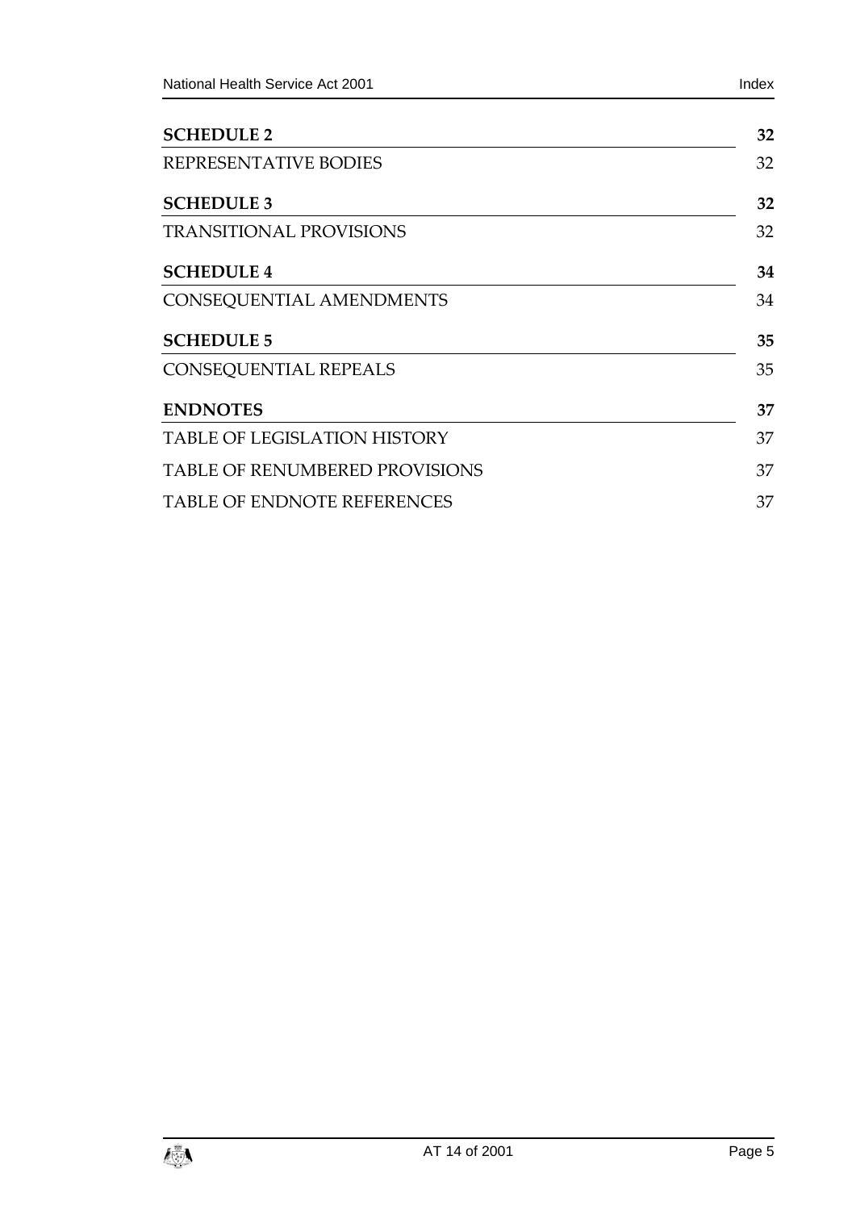**SCHEDULE 2** 32

REPRESENTATIVE BODIES 32

**SCHEDULE 3** 32

TRANSITIONAL PROVISIONS 32

**SCHEDULE 4** 34

CONSEQUENTIAL AMENDMENTS 34

**SCHEDULE 5** 35

CONSEQUENTIAL REPEALS 35

**ENDNOTES** 37

TABLE OF LEGISLATION HISTORY 37

TABLE OF RENUMBERED PROVISIONS 37

TABLE OF ENDNOTE REFERENCES 37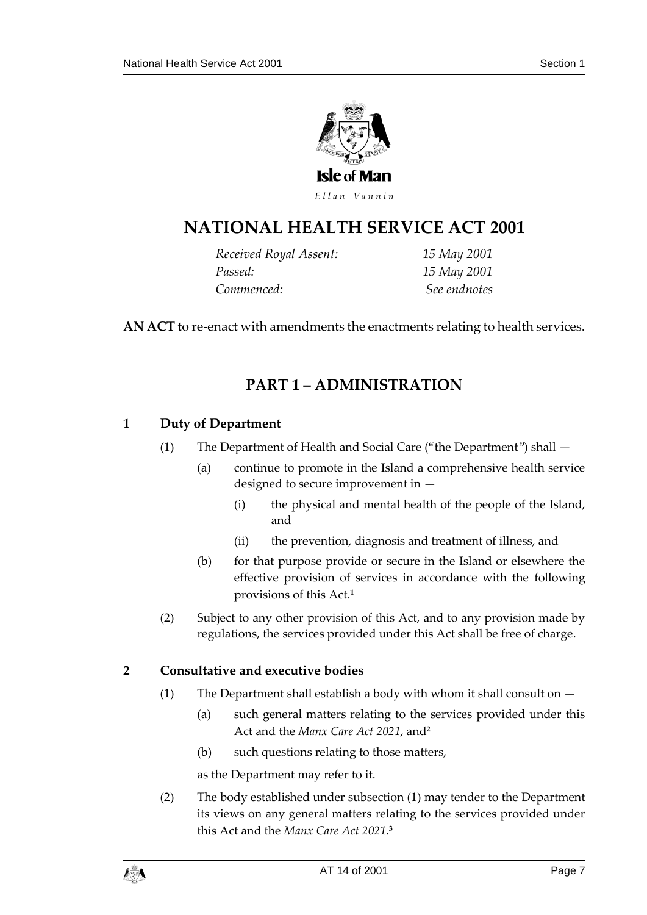Isle of Man

*Ellan Vannin*

# NATIONAL HEALTH SERVICE ACT 2001

*Received Royal Assent:* *15 May 2001*
*Passed:* *15 May 2001*
*Commenced:* *See endnotes*

**AN ACT** to re-enact with amendments the enactments relating to health services.

## PART 1 – ADMINISTRATION

### 1 Duty of Department

(1) The Department of Health and Social Care ("the Department") shall —

(a) continue to promote in the Island a comprehensive health service designed to secure improvement in —

(i) the physical and mental health of the people of the Island, and

(ii) the prevention, diagnosis and treatment of illness, and

(b) for that purpose provide or secure in the Island or elsewhere the effective provision of services in accordance with the following provisions of this Act.[1]

(2) Subject to any other provision of this Act, and to any provision made by regulations, the services provided under this Act shall be free of charge.

### 2 Consultative and executive bodies

(1) The Department shall establish a body with whom it shall consult on —

(a) such general matters relating to the services provided under this Act and the *Manx Care Act 2021*, and[2]

(b) such questions relating to those matters,

as the Department may refer to it.

(2) The body established under subsection (1) may tender to the Department its views on any general matters relating to the services provided under this Act and the *Manx Care Act 2021*.[3]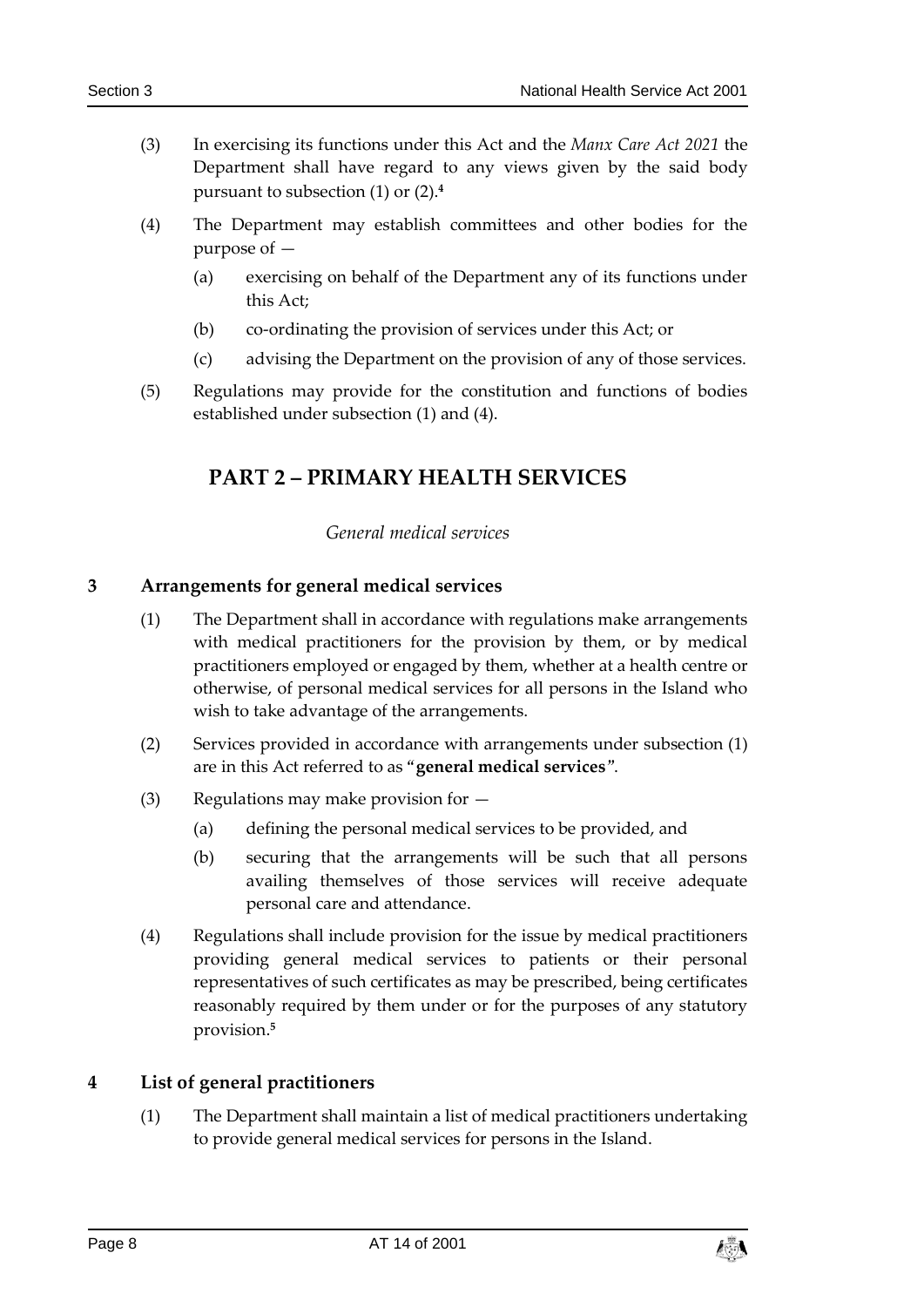(3) In exercising its functions under this Act and the *Manx Care Act 2021* the Department shall have regard to any views given by the said body pursuant to subsection (1) or (2).[4]

(4) The Department may establish committees and other bodies for the purpose of —

  (a) exercising on behalf of the Department any of its functions under this Act;

  (b) co-ordinating the provision of services under this Act; or

  (c) advising the Department on the provision of any of those services.

(5) Regulations may provide for the constitution and functions of bodies established under subsection (1) and (4).

## PART 2 – PRIMARY HEALTH SERVICES

*General medical services*

### 3 Arrangements for general medical services

(1) The Department shall in accordance with regulations make arrangements with medical practitioners for the provision by them, or by medical practitioners employed or engaged by them, whether at a health centre or otherwise, of personal medical services for all persons in the Island who wish to take advantage of the arrangements.

(2) Services provided in accordance with arrangements under subsection (1) are in this Act referred to as "**general medical services**".

(3) Regulations may make provision for —

  (a) defining the personal medical services to be provided, and

  (b) securing that the arrangements will be such that all persons availing themselves of those services will receive adequate personal care and attendance.

(4) Regulations shall include provision for the issue by medical practitioners providing general medical services to patients or their personal representatives of such certificates as may be prescribed, being certificates reasonably required by them under or for the purposes of any statutory provision.[5]

### 4 List of general practitioners

(1) The Department shall maintain a list of medical practitioners undertaking to provide general medical services for persons in the Island.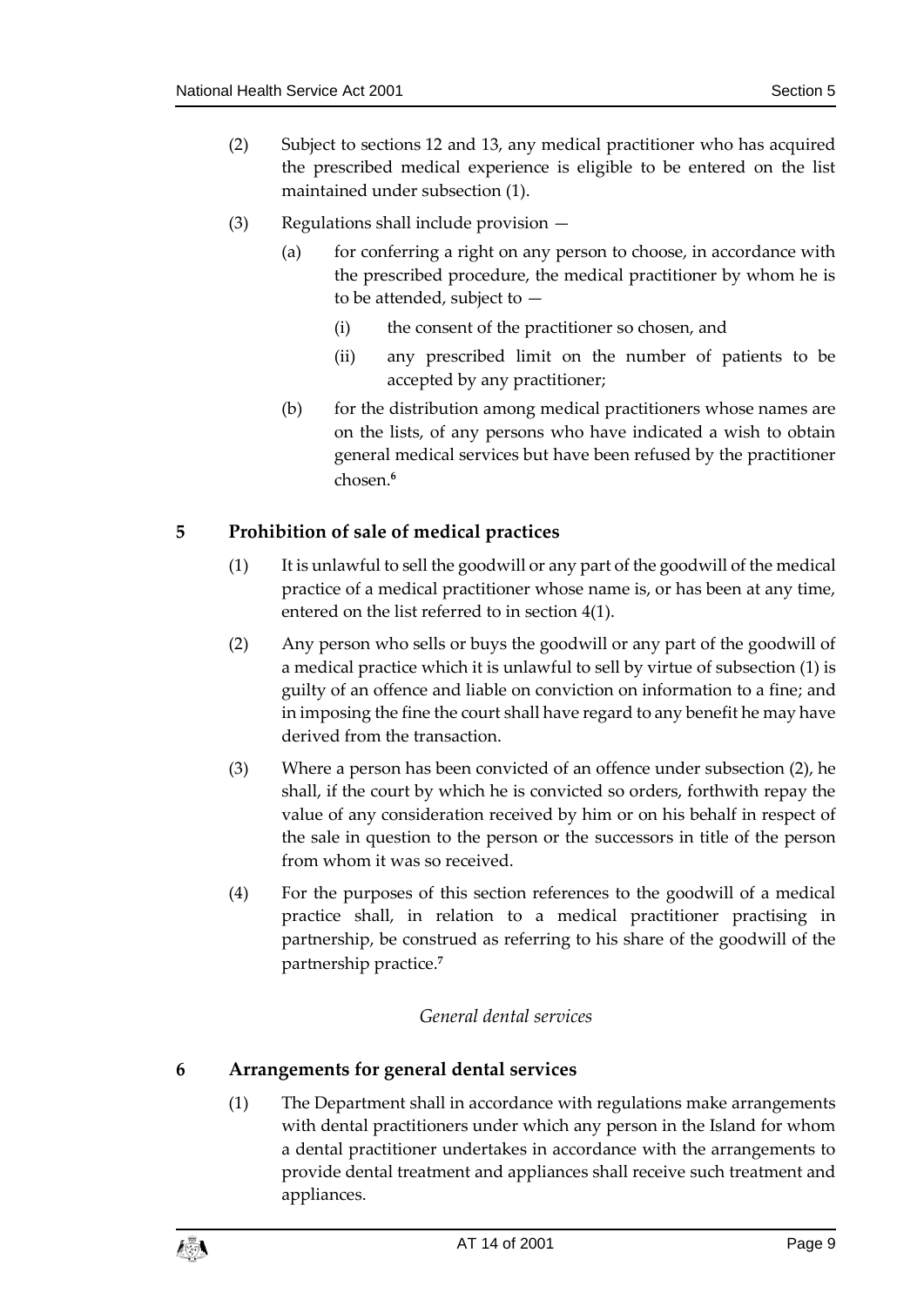(2) Subject to sections 12 and 13, any medical practitioner who has acquired the prescribed medical experience is eligible to be entered on the list maintained under subsection (1).

(3) Regulations shall include provision —

(a) for conferring a right on any person to choose, in accordance with the prescribed procedure, the medical practitioner by whom he is to be attended, subject to —

(i) the consent of the practitioner so chosen, and

(ii) any prescribed limit on the number of patients to be accepted by any practitioner;

(b) for the distribution among medical practitioners whose names are on the lists, of any persons who have indicated a wish to obtain general medical services but have been refused by the practitioner chosen.[6]

## 5 Prohibition of sale of medical practices

(1) It is unlawful to sell the goodwill or any part of the goodwill of the medical practice of a medical practitioner whose name is, or has been at any time, entered on the list referred to in section 4(1).

(2) Any person who sells or buys the goodwill or any part of the goodwill of a medical practice which it is unlawful to sell by virtue of subsection (1) is guilty of an offence and liable on conviction on information to a fine; and in imposing the fine the court shall have regard to any benefit he may have derived from the transaction.

(3) Where a person has been convicted of an offence under subsection (2), he shall, if the court by which he is convicted so orders, forthwith repay the value of any consideration received by him or on his behalf in respect of the sale in question to the person or the successors in title of the person from whom it was so received.

(4) For the purposes of this section references to the goodwill of a medical practice shall, in relation to a medical practitioner practising in partnership, be construed as referring to his share of the goodwill of the partnership practice.[7]

*General dental services*

## 6 Arrangements for general dental services

(1) The Department shall in accordance with regulations make arrangements with dental practitioners under which any person in the Island for whom a dental practitioner undertakes in accordance with the arrangements to provide dental treatment and appliances shall receive such treatment and appliances.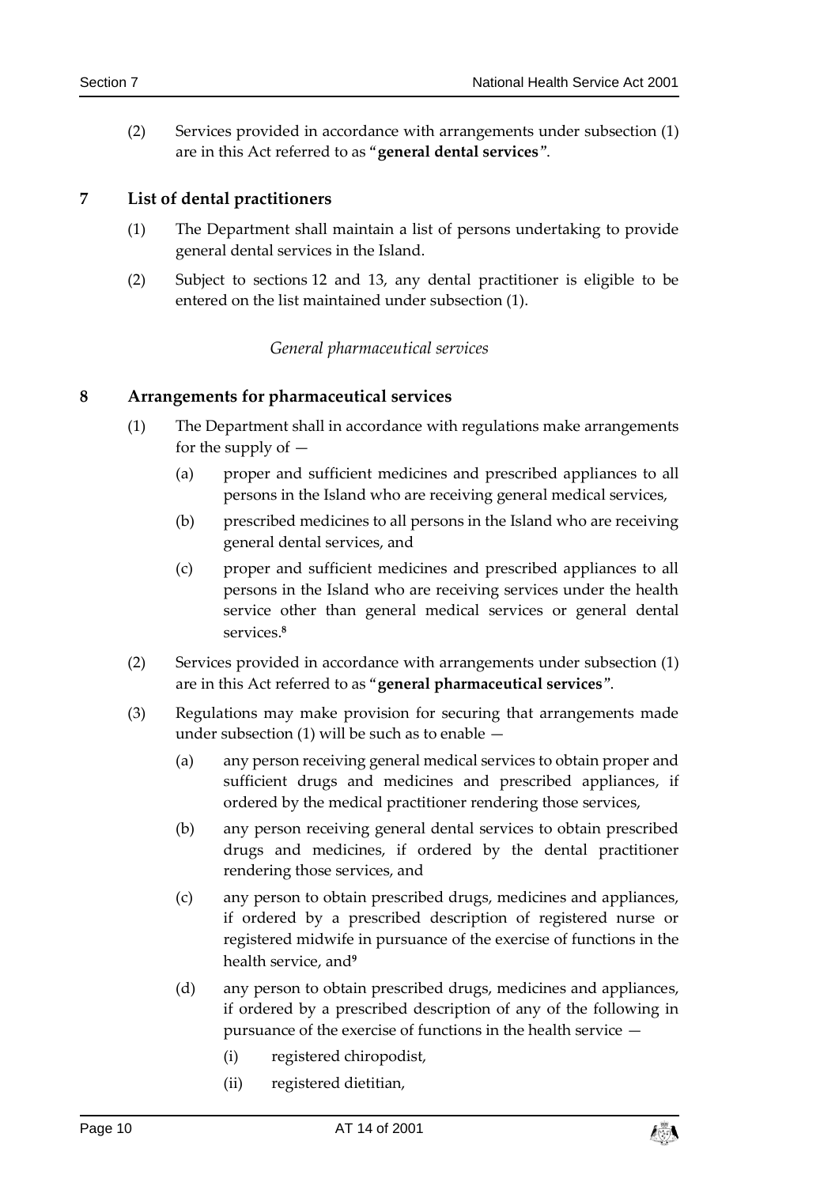(2) Services provided in accordance with arrangements under subsection (1) are in this Act referred to as "**general dental services**".

## 7 List of dental practitioners

(1) The Department shall maintain a list of persons undertaking to provide general dental services in the Island.

(2) Subject to sections 12 and 13, any dental practitioner is eligible to be entered on the list maintained under subsection (1).

*General pharmaceutical services*

## 8 Arrangements for pharmaceutical services

(1) The Department shall in accordance with regulations make arrangements for the supply of —

(a) proper and sufficient medicines and prescribed appliances to all persons in the Island who are receiving general medical services,

(b) prescribed medicines to all persons in the Island who are receiving general dental services, and

(c) proper and sufficient medicines and prescribed appliances to all persons in the Island who are receiving services under the health service other than general medical services or general dental services.[8]

(2) Services provided in accordance with arrangements under subsection (1) are in this Act referred to as "**general pharmaceutical services**".

(3) Regulations may make provision for securing that arrangements made under subsection (1) will be such as to enable —

(a) any person receiving general medical services to obtain proper and sufficient drugs and medicines and prescribed appliances, if ordered by the medical practitioner rendering those services,

(b) any person receiving general dental services to obtain prescribed drugs and medicines, if ordered by the dental practitioner rendering those services, and

(c) any person to obtain prescribed drugs, medicines and appliances, if ordered by a prescribed description of registered nurse or registered midwife in pursuance of the exercise of functions in the health service, and[9]

(d) any person to obtain prescribed drugs, medicines and appliances, if ordered by a prescribed description of any of the following in pursuance of the exercise of functions in the health service —

(i) registered chiropodist,

(ii) registered dietitian,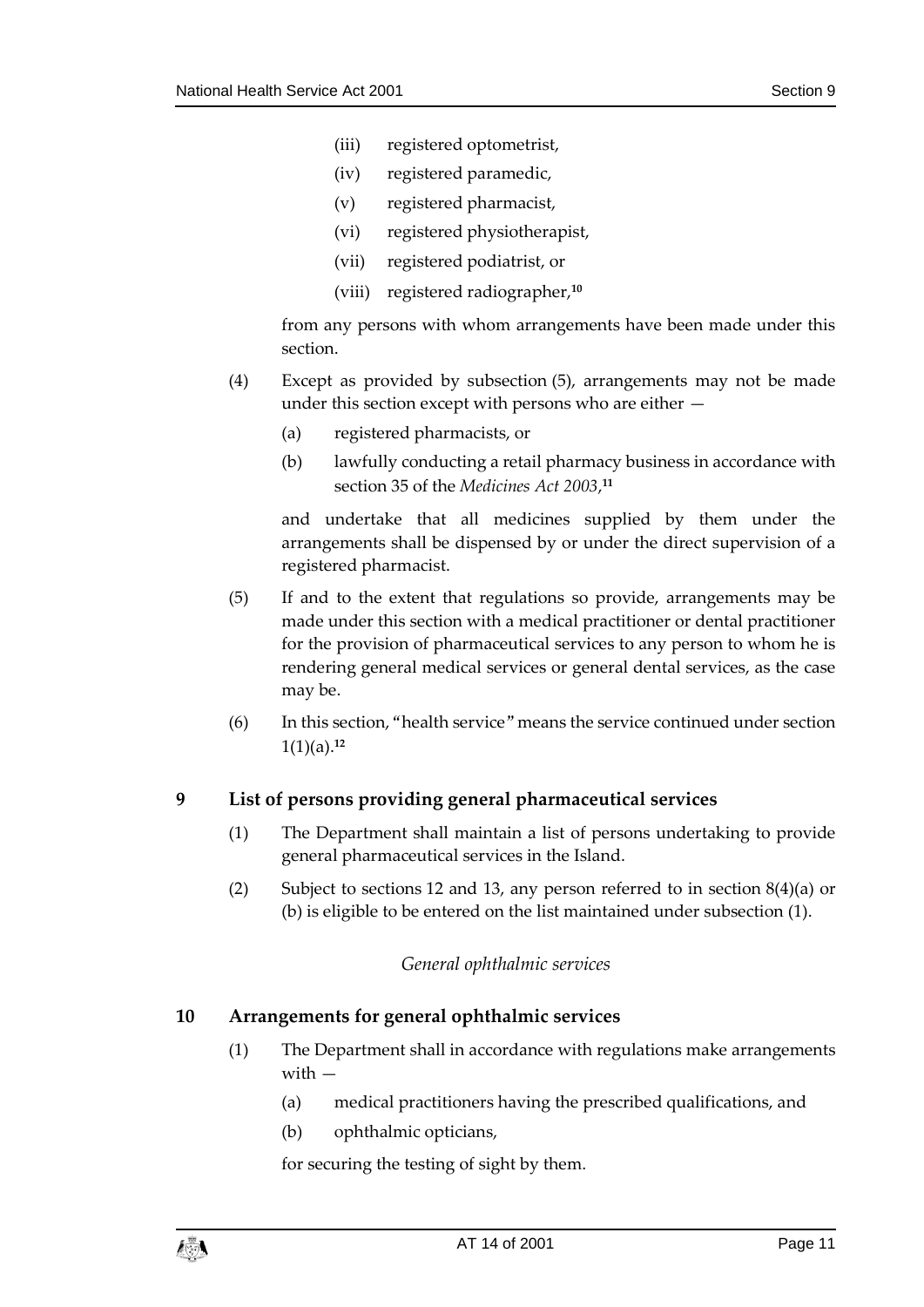- (iii) registered optometrist,
- (iv) registered paramedic,
- (v) registered pharmacist,
- (vi) registered physiotherapist,
- (vii) registered podiatrist, or
- (viii) registered radiographer,[10]

from any persons with whom arrangements have been made under this section.

(4) Except as provided by subsection (5), arrangements may not be made under this section except with persons who are either —

- (a) registered pharmacists, or
- (b) lawfully conducting a retail pharmacy business in accordance with section 35 of the *Medicines Act 2003*,[11]

and undertake that all medicines supplied by them under the arrangements shall be dispensed by or under the direct supervision of a registered pharmacist.

(5) If and to the extent that regulations so provide, arrangements may be made under this section with a medical practitioner or dental practitioner for the provision of pharmaceutical services to any person to whom he is rendering general medical services or general dental services, as the case may be.

(6) In this section, "health service" means the service continued under section 1(1)(a).[12]

## 9 List of persons providing general pharmaceutical services

(1) The Department shall maintain a list of persons undertaking to provide general pharmaceutical services in the Island.

(2) Subject to sections 12 and 13, any person referred to in section 8(4)(a) or (b) is eligible to be entered on the list maintained under subsection (1).

*General ophthalmic services*

## 10 Arrangements for general ophthalmic services

(1) The Department shall in accordance with regulations make arrangements with —

- (a) medical practitioners having the prescribed qualifications, and
- (b) ophthalmic opticians,

for securing the testing of sight by them.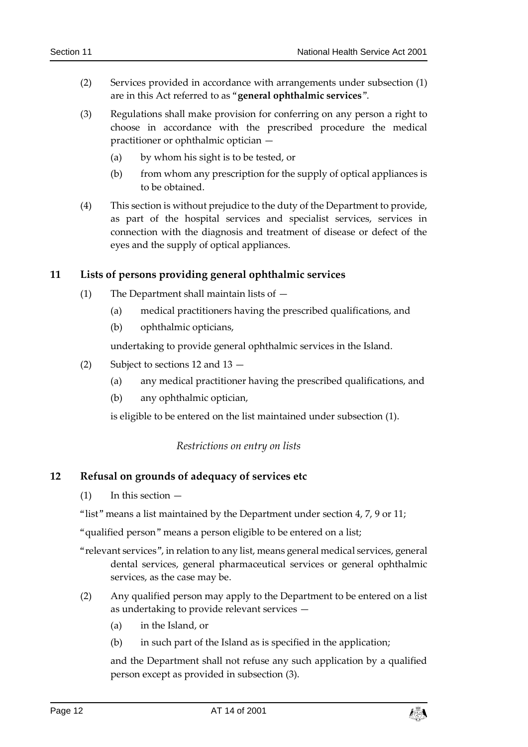(2) Services provided in accordance with arrangements under subsection (1) are in this Act referred to as "**general ophthalmic services**".

(3) Regulations shall make provision for conferring on any person a right to choose in accordance with the prescribed procedure the medical practitioner or ophthalmic optician —

(a) by whom his sight is to be tested, or

(b) from whom any prescription for the supply of optical appliances is to be obtained.

(4) This section is without prejudice to the duty of the Department to provide, as part of the hospital services and specialist services, services in connection with the diagnosis and treatment of disease or defect of the eyes and the supply of optical appliances.

## 11 Lists of persons providing general ophthalmic services

(1) The Department shall maintain lists of —

(a) medical practitioners having the prescribed qualifications, and

(b) ophthalmic opticians,

undertaking to provide general ophthalmic services in the Island.

(2) Subject to sections 12 and 13 —

(a) any medical practitioner having the prescribed qualifications, and

(b) any ophthalmic optician,

is eligible to be entered on the list maintained under subsection (1).

*Restrictions on entry on lists*

## 12 Refusal on grounds of adequacy of services etc

(1) In this section —

"list" means a list maintained by the Department under section 4, 7, 9 or 11;

"qualified person" means a person eligible to be entered on a list;

"relevant services", in relation to any list, means general medical services, general dental services, general pharmaceutical services or general ophthalmic services, as the case may be.

(2) Any qualified person may apply to the Department to be entered on a list as undertaking to provide relevant services —

(a) in the Island, or

(b) in such part of the Island as is specified in the application;

and the Department shall not refuse any such application by a qualified person except as provided in subsection (3).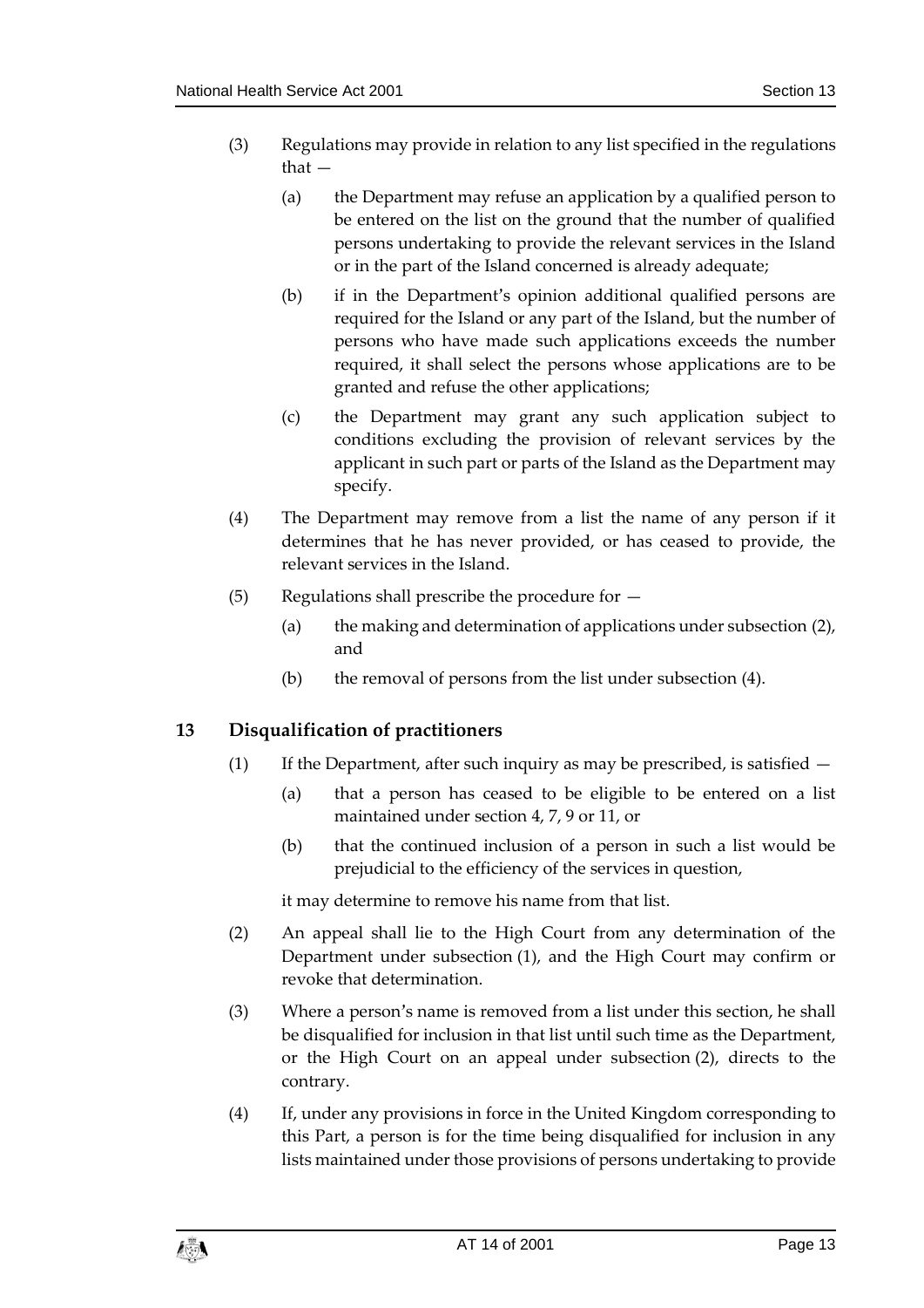(3) Regulations may provide in relation to any list specified in the regulations that —

(a) the Department may refuse an application by a qualified person to be entered on the list on the ground that the number of qualified persons undertaking to provide the relevant services in the Island or in the part of the Island concerned is already adequate;

(b) if in the Department's opinion additional qualified persons are required for the Island or any part of the Island, but the number of persons who have made such applications exceeds the number required, it shall select the persons whose applications are to be granted and refuse the other applications;

(c) the Department may grant any such application subject to conditions excluding the provision of relevant services by the applicant in such part or parts of the Island as the Department may specify.

(4) The Department may remove from a list the name of any person if it determines that he has never provided, or has ceased to provide, the relevant services in the Island.

(5) Regulations shall prescribe the procedure for —

(a) the making and determination of applications under subsection (2), and

(b) the removal of persons from the list under subsection (4).

## 13 Disqualification of practitioners

(1) If the Department, after such inquiry as may be prescribed, is satisfied —

(a) that a person has ceased to be eligible to be entered on a list maintained under section 4, 7, 9 or 11, or

(b) that the continued inclusion of a person in such a list would be prejudicial to the efficiency of the services in question,

it may determine to remove his name from that list.

(2) An appeal shall lie to the High Court from any determination of the Department under subsection (1), and the High Court may confirm or revoke that determination.

(3) Where a person's name is removed from a list under this section, he shall be disqualified for inclusion in that list until such time as the Department, or the High Court on an appeal under subsection (2), directs to the contrary.

(4) If, under any provisions in force in the United Kingdom corresponding to this Part, a person is for the time being disqualified for inclusion in any lists maintained under those provisions of persons undertaking to provide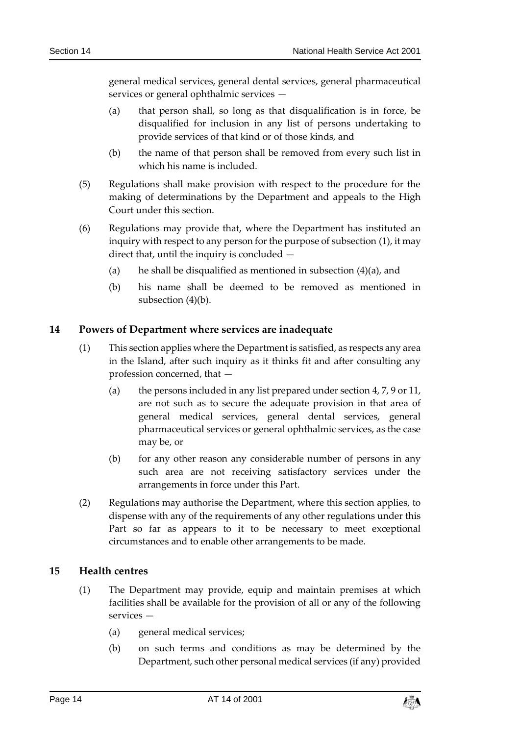general medical services, general dental services, general pharmaceutical services or general ophthalmic services —

(a) that person shall, so long as that disqualification is in force, be disqualified for inclusion in any list of persons undertaking to provide services of that kind or of those kinds, and

(b) the name of that person shall be removed from every such list in which his name is included.

(5) Regulations shall make provision with respect to the procedure for the making of determinations by the Department and appeals to the High Court under this section.

(6) Regulations may provide that, where the Department has instituted an inquiry with respect to any person for the purpose of subsection (1), it may direct that, until the inquiry is concluded —

(a) he shall be disqualified as mentioned in subsection (4)(a), and

(b) his name shall be deemed to be removed as mentioned in subsection (4)(b).

## 14 Powers of Department where services are inadequate

(1) This section applies where the Department is satisfied, as respects any area in the Island, after such inquiry as it thinks fit and after consulting any profession concerned, that —

(a) the persons included in any list prepared under section 4, 7, 9 or 11, are not such as to secure the adequate provision in that area of general medical services, general dental services, general pharmaceutical services or general ophthalmic services, as the case may be, or

(b) for any other reason any considerable number of persons in any such area are not receiving satisfactory services under the arrangements in force under this Part.

(2) Regulations may authorise the Department, where this section applies, to dispense with any of the requirements of any other regulations under this Part so far as appears to it to be necessary to meet exceptional circumstances and to enable other arrangements to be made.

## 15 Health centres

(1) The Department may provide, equip and maintain premises at which facilities shall be available for the provision of all or any of the following services —

(a) general medical services;

(b) on such terms and conditions as may be determined by the Department, such other personal medical services (if any) provided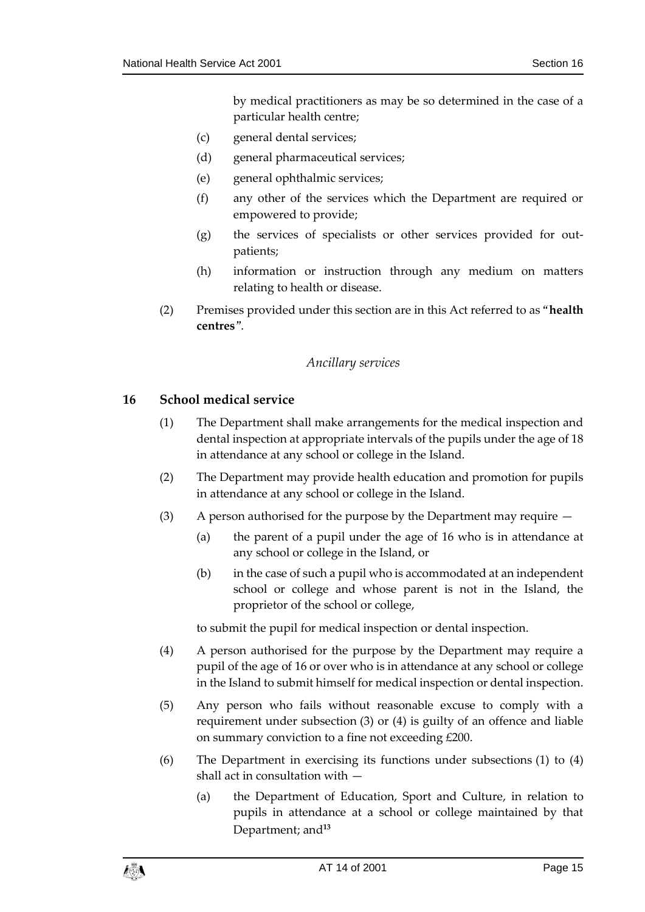by medical practitioners as may be so determined in the case of a particular health centre;

(c) general dental services;

(d) general pharmaceutical services;

(e) general ophthalmic services;

(f) any other of the services which the Department are required or empowered to provide;

(g) the services of specialists or other services provided for out-patients;

(h) information or instruction through any medium on matters relating to health or disease.

(2) Premises provided under this section are in this Act referred to as "**health centres**".

*Ancillary services*

### 16 School medical service

(1) The Department shall make arrangements for the medical inspection and dental inspection at appropriate intervals of the pupils under the age of 18 in attendance at any school or college in the Island.

(2) The Department may provide health education and promotion for pupils in attendance at any school or college in the Island.

(3) A person authorised for the purpose by the Department may require —

(a) the parent of a pupil under the age of 16 who is in attendance at any school or college in the Island, or

(b) in the case of such a pupil who is accommodated at an independent school or college and whose parent is not in the Island, the proprietor of the school or college,

to submit the pupil for medical inspection or dental inspection.

(4) A person authorised for the purpose by the Department may require a pupil of the age of 16 or over who is in attendance at any school or college in the Island to submit himself for medical inspection or dental inspection.

(5) Any person who fails without reasonable excuse to comply with a requirement under subsection (3) or (4) is guilty of an offence and liable on summary conviction to a fine not exceeding £200.

(6) The Department in exercising its functions under subsections (1) to (4) shall act in consultation with —

(a) the Department of Education, Sport and Culture, in relation to pupils in attendance at a school or college maintained by that Department; and[13]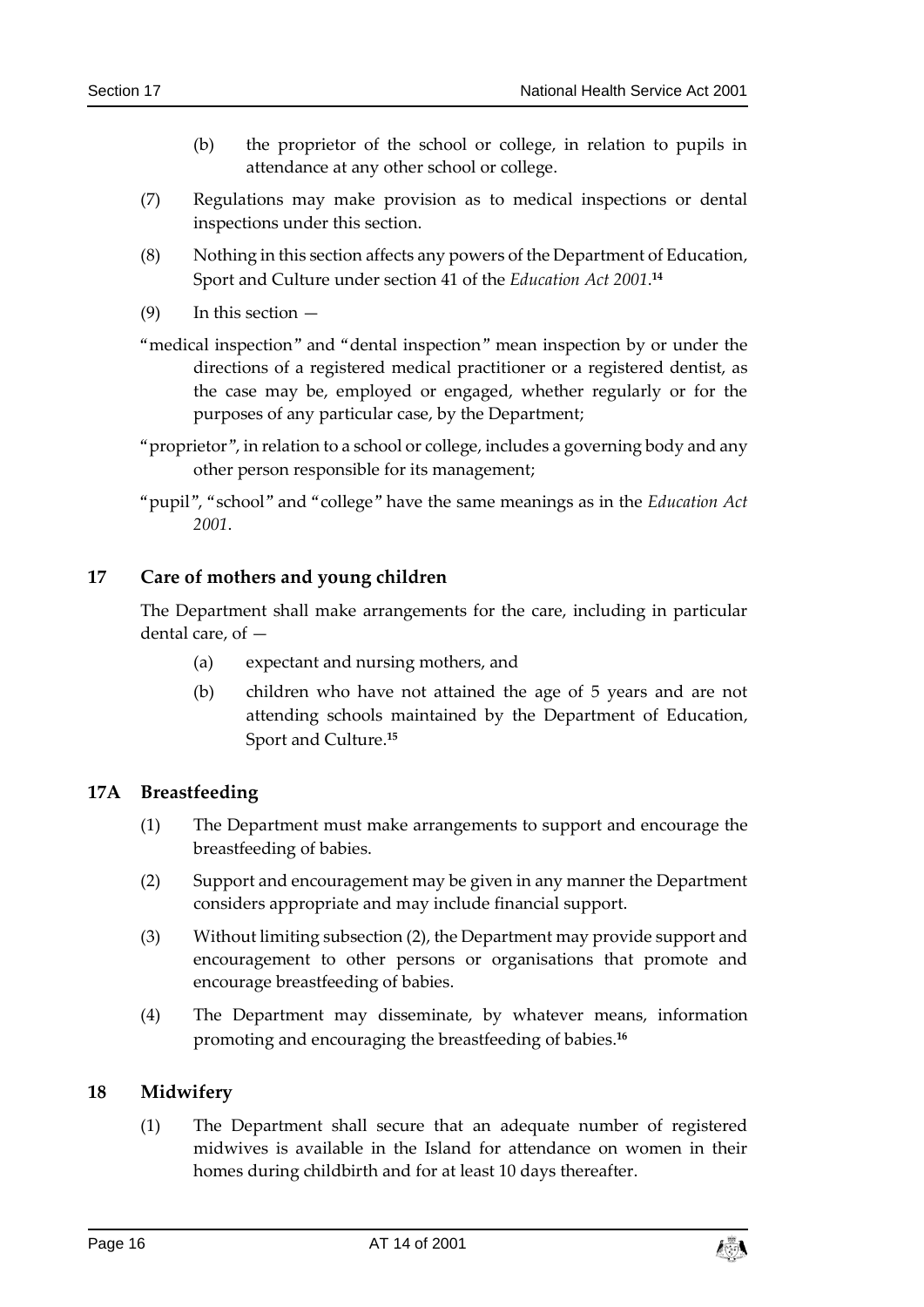(b) the proprietor of the school or college, in relation to pupils in attendance at any other school or college.

(7) Regulations may make provision as to medical inspections or dental inspections under this section.

(8) Nothing in this section affects any powers of the Department of Education, Sport and Culture under section 41 of the *Education Act 2001*.[14]

(9) In this section —

"medical inspection" and "dental inspection" mean inspection by or under the directions of a registered medical practitioner or a registered dentist, as the case may be, employed or engaged, whether regularly or for the purposes of any particular case, by the Department;

"proprietor", in relation to a school or college, includes a governing body and any other person responsible for its management;

"pupil", "school" and "college" have the same meanings as in the *Education Act 2001*.

## 17 Care of mothers and young children

The Department shall make arrangements for the care, including in particular dental care, of —

(a) expectant and nursing mothers, and

(b) children who have not attained the age of 5 years and are not attending schools maintained by the Department of Education, Sport and Culture.[15]

## 17A Breastfeeding

(1) The Department must make arrangements to support and encourage the breastfeeding of babies.

(2) Support and encouragement may be given in any manner the Department considers appropriate and may include financial support.

(3) Without limiting subsection (2), the Department may provide support and encouragement to other persons or organisations that promote and encourage breastfeeding of babies.

(4) The Department may disseminate, by whatever means, information promoting and encouraging the breastfeeding of babies.[16]

## 18 Midwifery

(1) The Department shall secure that an adequate number of registered midwives is available in the Island for attendance on women in their homes during childbirth and for at least 10 days thereafter.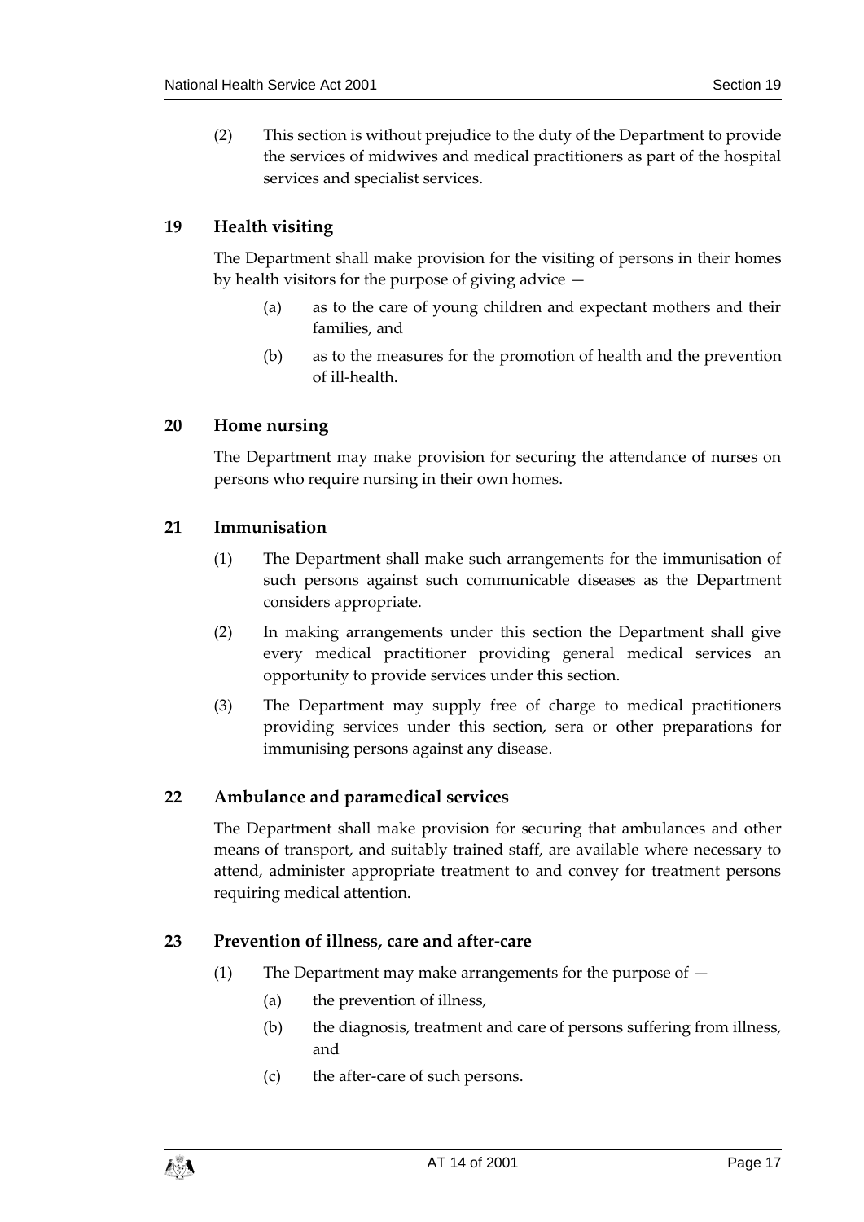(2) This section is without prejudice to the duty of the Department to provide the services of midwives and medical practitioners as part of the hospital services and specialist services.

## 19 Health visiting

The Department shall make provision for the visiting of persons in their homes by health visitors for the purpose of giving advice —

(a) as to the care of young children and expectant mothers and their families, and

(b) as to the measures for the promotion of health and the prevention of ill-health.

## 20 Home nursing

The Department may make provision for securing the attendance of nurses on persons who require nursing in their own homes.

## 21 Immunisation

(1) The Department shall make such arrangements for the immunisation of such persons against such communicable diseases as the Department considers appropriate.

(2) In making arrangements under this section the Department shall give every medical practitioner providing general medical services an opportunity to provide services under this section.

(3) The Department may supply free of charge to medical practitioners providing services under this section, sera or other preparations for immunising persons against any disease.

## 22 Ambulance and paramedical services

The Department shall make provision for securing that ambulances and other means of transport, and suitably trained staff, are available where necessary to attend, administer appropriate treatment to and convey for treatment persons requiring medical attention.

## 23 Prevention of illness, care and after-care

(1) The Department may make arrangements for the purpose of —

(a) the prevention of illness,

(b) the diagnosis, treatment and care of persons suffering from illness, and

(c) the after-care of such persons.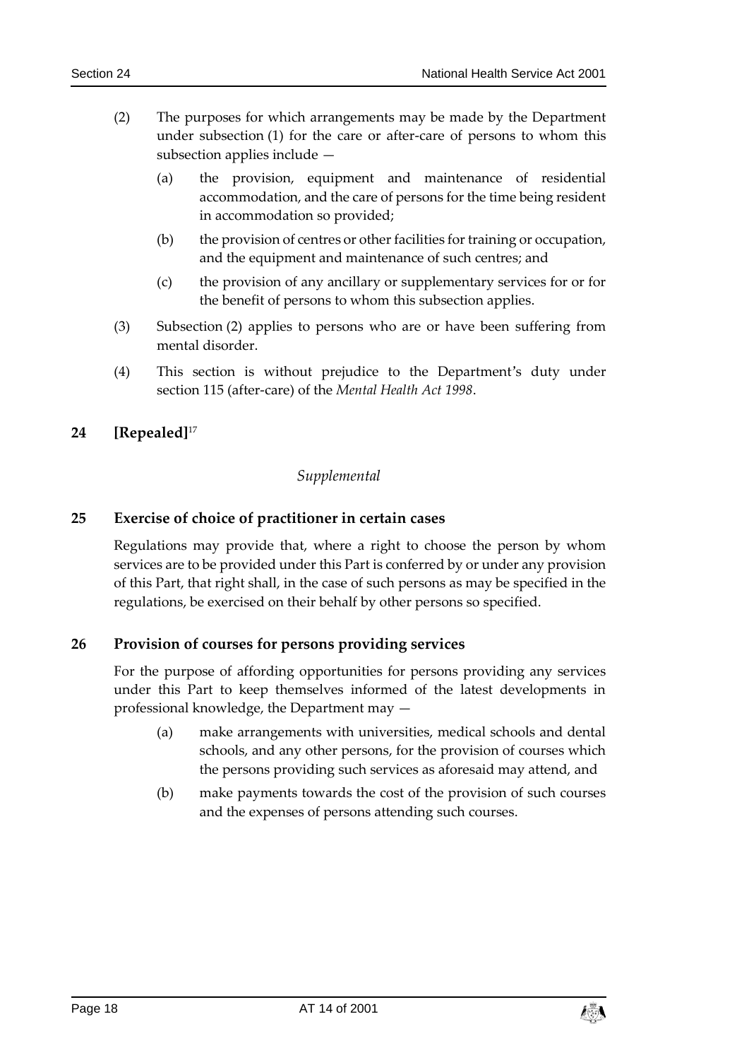(2) The purposes for which arrangements may be made by the Department under subsection (1) for the care or after-care of persons to whom this subsection applies include —

(a) the provision, equipment and maintenance of residential accommodation, and the care of persons for the time being resident in accommodation so provided;

(b) the provision of centres or other facilities for training or occupation, and the equipment and maintenance of such centres; and

(c) the provision of any ancillary or supplementary services for or for the benefit of persons to whom this subsection applies.

(3) Subsection (2) applies to persons who are or have been suffering from mental disorder.

(4) This section is without prejudice to the Department's duty under section 115 (after-care) of the *Mental Health Act 1998*.

## 24 [Repealed][17]

### *Supplemental*

## 25 Exercise of choice of practitioner in certain cases

Regulations may provide that, where a right to choose the person by whom services are to be provided under this Part is conferred by or under any provision of this Part, that right shall, in the case of such persons as may be specified in the regulations, be exercised on their behalf by other persons so specified.

## 26 Provision of courses for persons providing services

For the purpose of affording opportunities for persons providing any services under this Part to keep themselves informed of the latest developments in professional knowledge, the Department may —

(a) make arrangements with universities, medical schools and dental schools, and any other persons, for the provision of courses which the persons providing such services as aforesaid may attend, and

(b) make payments towards the cost of the provision of such courses and the expenses of persons attending such courses.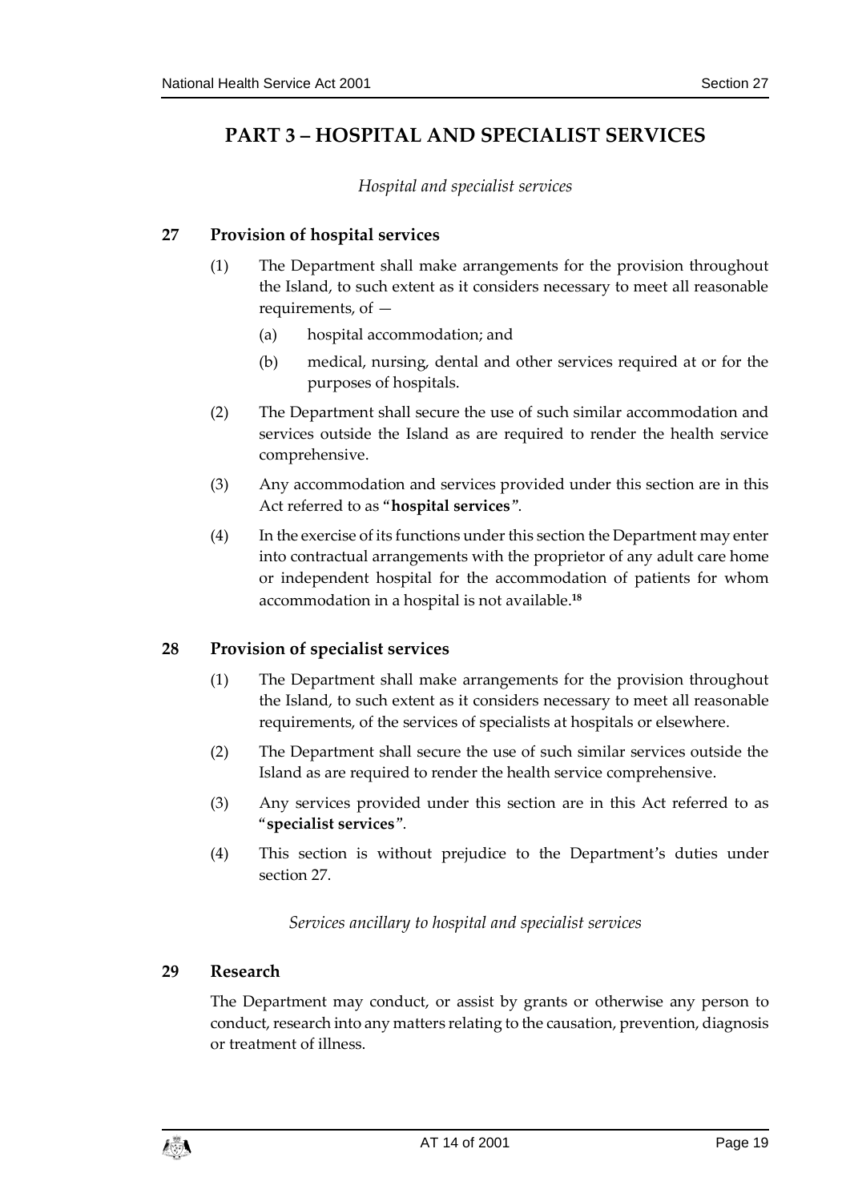# PART 3 – HOSPITAL AND SPECIALIST SERVICES

*Hospital and specialist services*

## 27 Provision of hospital services

(1) The Department shall make arrangements for the provision throughout the Island, to such extent as it considers necessary to meet all reasonable requirements, of —

(a) hospital accommodation; and

(b) medical, nursing, dental and other services required at or for the purposes of hospitals.

(2) The Department shall secure the use of such similar accommodation and services outside the Island as are required to render the health service comprehensive.

(3) Any accommodation and services provided under this section are in this Act referred to as "**hospital services**".

(4) In the exercise of its functions under this section the Department may enter into contractual arrangements with the proprietor of any adult care home or independent hospital for the accommodation of patients for whom accommodation in a hospital is not available.[18]

## 28 Provision of specialist services

(1) The Department shall make arrangements for the provision throughout the Island, to such extent as it considers necessary to meet all reasonable requirements, of the services of specialists at hospitals or elsewhere.

(2) The Department shall secure the use of such similar services outside the Island as are required to render the health service comprehensive.

(3) Any services provided under this section are in this Act referred to as "**specialist services**".

(4) This section is without prejudice to the Department's duties under section 27.

*Services ancillary to hospital and specialist services*

## 29 Research

The Department may conduct, or assist by grants or otherwise any person to conduct, research into any matters relating to the causation, prevention, diagnosis or treatment of illness.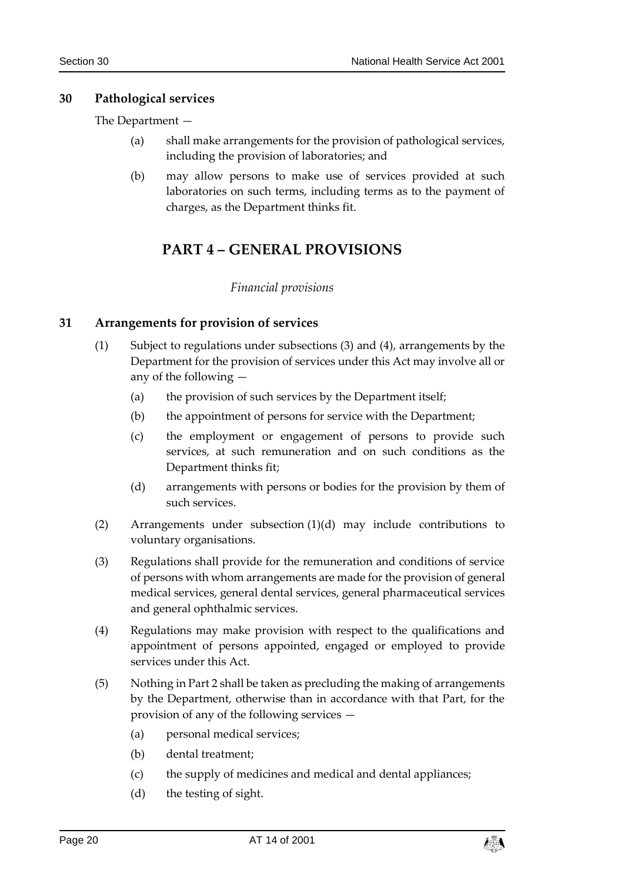### 30 Pathological services

The Department —

- (a) shall make arrangements for the provision of pathological services, including the provision of laboratories; and
- (b) may allow persons to make use of services provided at such laboratories on such terms, including terms as to the payment of charges, as the Department thinks fit.

## PART 4 – GENERAL PROVISIONS

*Financial provisions*

### 31 Arrangements for provision of services

(1) Subject to regulations under subsections (3) and (4), arrangements by the Department for the provision of services under this Act may involve all or any of the following —

- (a) the provision of such services by the Department itself;
- (b) the appointment of persons for service with the Department;
- (c) the employment or engagement of persons to provide such services, at such remuneration and on such conditions as the Department thinks fit;
- (d) arrangements with persons or bodies for the provision by them of such services.

(2) Arrangements under subsection (1)(d) may include contributions to voluntary organisations.

(3) Regulations shall provide for the remuneration and conditions of service of persons with whom arrangements are made for the provision of general medical services, general dental services, general pharmaceutical services and general ophthalmic services.

(4) Regulations may make provision with respect to the qualifications and appointment of persons appointed, engaged or employed to provide services under this Act.

(5) Nothing in Part 2 shall be taken as precluding the making of arrangements by the Department, otherwise than in accordance with that Part, for the provision of any of the following services —

- (a) personal medical services;
- (b) dental treatment;
- (c) the supply of medicines and medical and dental appliances;
- (d) the testing of sight.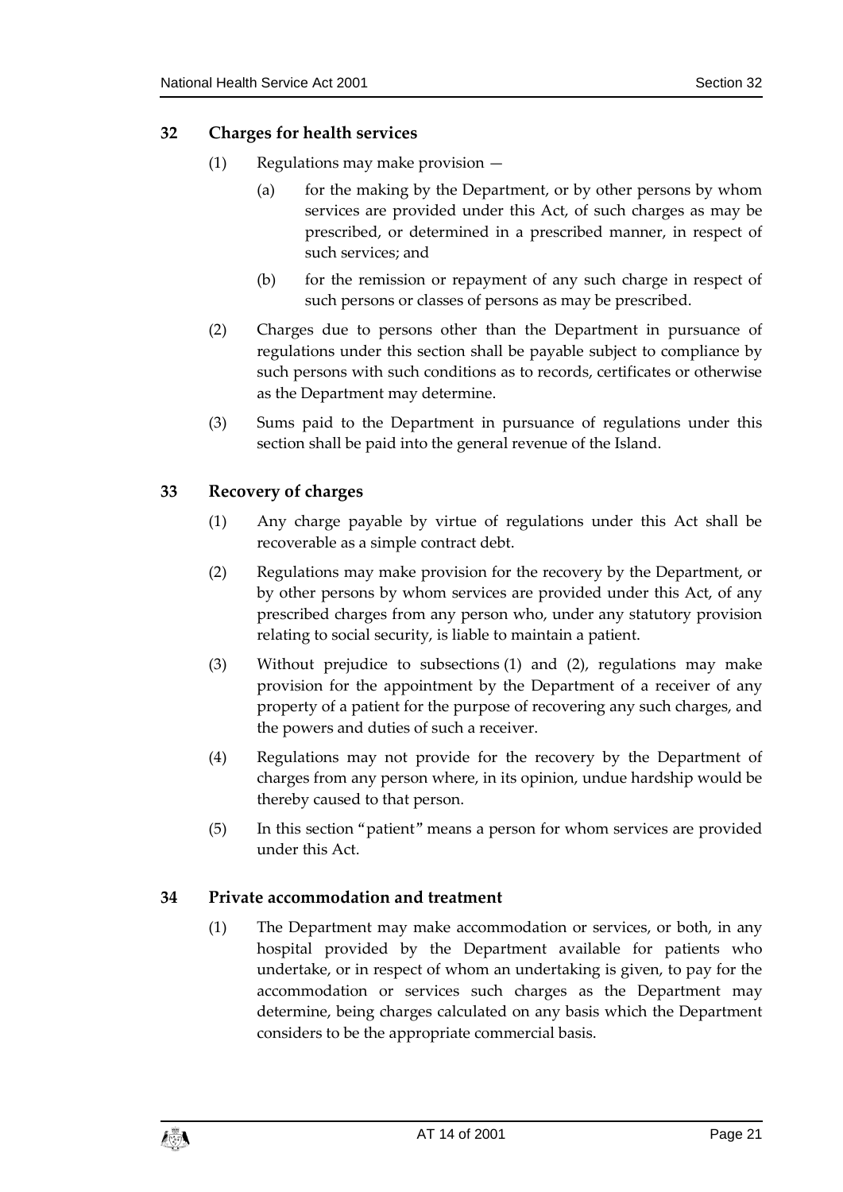## 32 Charges for health services

(1) Regulations may make provision —

(a) for the making by the Department, or by other persons by whom services are provided under this Act, of such charges as may be prescribed, or determined in a prescribed manner, in respect of such services; and

(b) for the remission or repayment of any such charge in respect of such persons or classes of persons as may be prescribed.

(2) Charges due to persons other than the Department in pursuance of regulations under this section shall be payable subject to compliance by such persons with such conditions as to records, certificates or otherwise as the Department may determine.

(3) Sums paid to the Department in pursuance of regulations under this section shall be paid into the general revenue of the Island.

## 33 Recovery of charges

(1) Any charge payable by virtue of regulations under this Act shall be recoverable as a simple contract debt.

(2) Regulations may make provision for the recovery by the Department, or by other persons by whom services are provided under this Act, of any prescribed charges from any person who, under any statutory provision relating to social security, is liable to maintain a patient.

(3) Without prejudice to subsections (1) and (2), regulations may make provision for the appointment by the Department of a receiver of any property of a patient for the purpose of recovering any such charges, and the powers and duties of such a receiver.

(4) Regulations may not provide for the recovery by the Department of charges from any person where, in its opinion, undue hardship would be thereby caused to that person.

(5) In this section "patient" means a person for whom services are provided under this Act.

## 34 Private accommodation and treatment

(1) The Department may make accommodation or services, or both, in any hospital provided by the Department available for patients who undertake, or in respect of whom an undertaking is given, to pay for the accommodation or services such charges as the Department may determine, being charges calculated on any basis which the Department considers to be the appropriate commercial basis.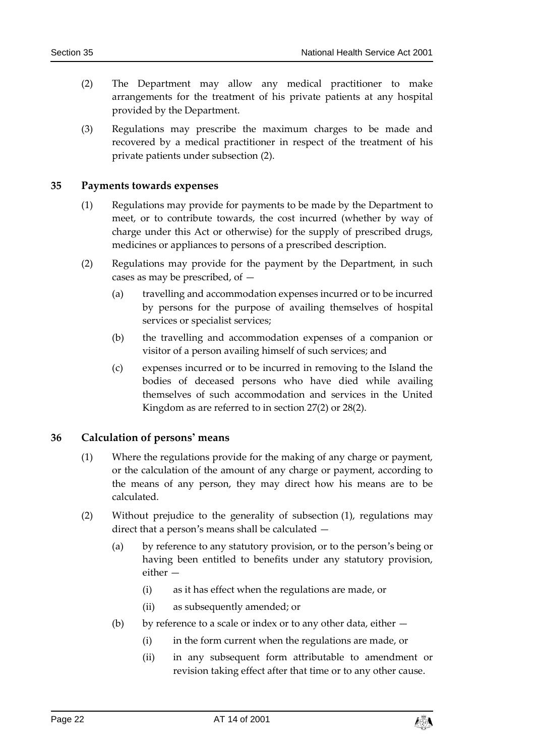(2) The Department may allow any medical practitioner to make arrangements for the treatment of his private patients at any hospital provided by the Department.

(3) Regulations may prescribe the maximum charges to be made and recovered by a medical practitioner in respect of the treatment of his private patients under subsection (2).

### 35 Payments towards expenses

(1) Regulations may provide for payments to be made by the Department to meet, or to contribute towards, the cost incurred (whether by way of charge under this Act or otherwise) for the supply of prescribed drugs, medicines or appliances to persons of a prescribed description.

(2) Regulations may provide for the payment by the Department, in such cases as may be prescribed, of —

(a) travelling and accommodation expenses incurred or to be incurred by persons for the purpose of availing themselves of hospital services or specialist services;

(b) the travelling and accommodation expenses of a companion or visitor of a person availing himself of such services; and

(c) expenses incurred or to be incurred in removing to the Island the bodies of deceased persons who have died while availing themselves of such accommodation and services in the United Kingdom as are referred to in section 27(2) or 28(2).

### 36 Calculation of persons' means

(1) Where the regulations provide for the making of any charge or payment, or the calculation of the amount of any charge or payment, according to the means of any person, they may direct how his means are to be calculated.

(2) Without prejudice to the generality of subsection (1), regulations may direct that a person's means shall be calculated —

(a) by reference to any statutory provision, or to the person's being or having been entitled to benefits under any statutory provision, either —

(i) as it has effect when the regulations are made, or

(ii) as subsequently amended; or

(b) by reference to a scale or index or to any other data, either —

(i) in the form current when the regulations are made, or

(ii) in any subsequent form attributable to amendment or revision taking effect after that time or to any other cause.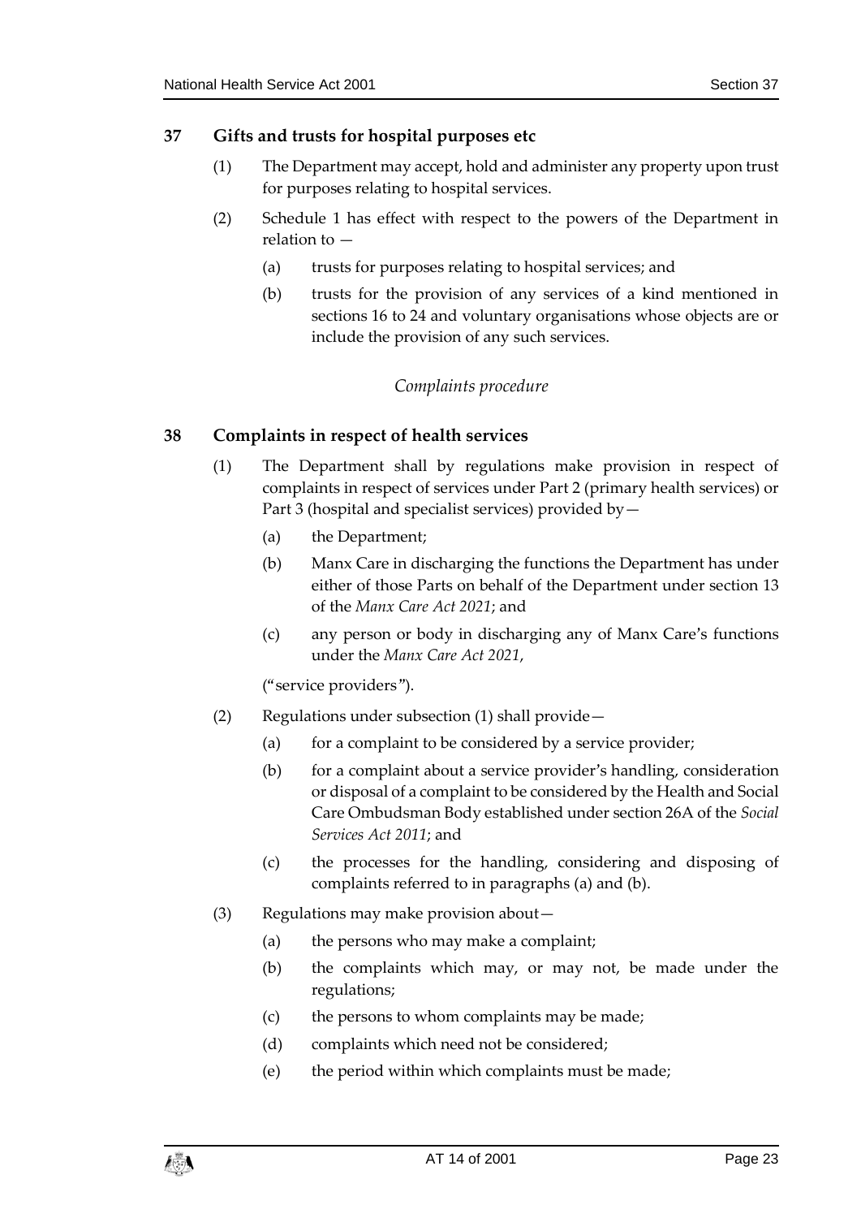### 37 Gifts and trusts for hospital purposes etc

(1) The Department may accept, hold and administer any property upon trust for purposes relating to hospital services.

(2) Schedule 1 has effect with respect to the powers of the Department in relation to —

(a) trusts for purposes relating to hospital services; and

(b) trusts for the provision of any services of a kind mentioned in sections 16 to 24 and voluntary organisations whose objects are or include the provision of any such services.

*Complaints procedure*

### 38 Complaints in respect of health services

(1) The Department shall by regulations make provision in respect of complaints in respect of services under Part 2 (primary health services) or Part 3 (hospital and specialist services) provided by—

(a) the Department;

(b) Manx Care in discharging the functions the Department has under either of those Parts on behalf of the Department under section 13 of the *Manx Care Act 2021*; and

(c) any person or body in discharging any of Manx Care's functions under the *Manx Care Act 2021*,

("service providers").

(2) Regulations under subsection (1) shall provide—

(a) for a complaint to be considered by a service provider;

(b) for a complaint about a service provider's handling, consideration or disposal of a complaint to be considered by the Health and Social Care Ombudsman Body established under section 26A of the *Social Services Act 2011*; and

(c) the processes for the handling, considering and disposing of complaints referred to in paragraphs (a) and (b).

(3) Regulations may make provision about—

(a) the persons who may make a complaint;

(b) the complaints which may, or may not, be made under the regulations;

(c) the persons to whom complaints may be made;

(d) complaints which need not be considered;

(e) the period within which complaints must be made;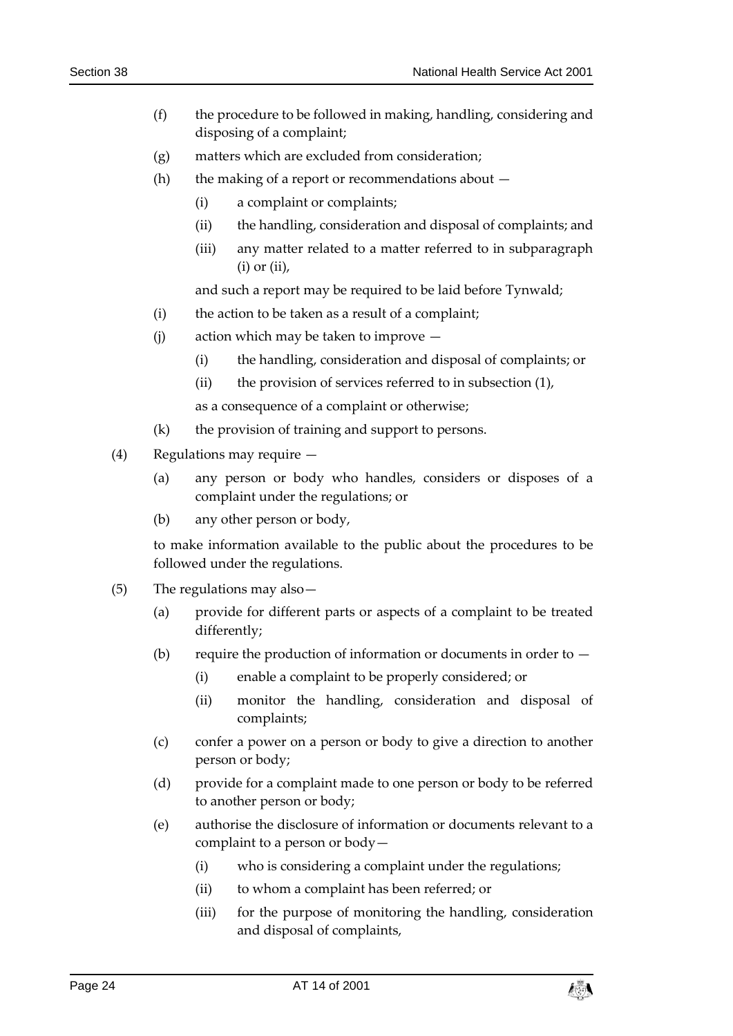(f) the procedure to be followed in making, handling, considering and disposing of a complaint;

(g) matters which are excluded from consideration;

(h) the making of a report or recommendations about —

  (i) a complaint or complaints;

  (ii) the handling, consideration and disposal of complaints; and

  (iii) any matter related to a matter referred to in subparagraph (i) or (ii),

  and such a report may be required to be laid before Tynwald;

(i) the action to be taken as a result of a complaint;

(j) action which may be taken to improve —

  (i) the handling, consideration and disposal of complaints; or

  (ii) the provision of services referred to in subsection (1),

  as a consequence of a complaint or otherwise;

(k) the provision of training and support to persons.

(4) Regulations may require —

  (a) any person or body who handles, considers or disposes of a complaint under the regulations; or

  (b) any other person or body,

  to make information available to the public about the procedures to be followed under the regulations.

(5) The regulations may also—

  (a) provide for different parts or aspects of a complaint to be treated differently;

  (b) require the production of information or documents in order to —

    (i) enable a complaint to be properly considered; or

    (ii) monitor the handling, consideration and disposal of complaints;

  (c) confer a power on a person or body to give a direction to another person or body;

  (d) provide for a complaint made to one person or body to be referred to another person or body;

  (e) authorise the disclosure of information or documents relevant to a complaint to a person or body—

    (i) who is considering a complaint under the regulations;

    (ii) to whom a complaint has been referred; or

    (iii) for the purpose of monitoring the handling, consideration and disposal of complaints,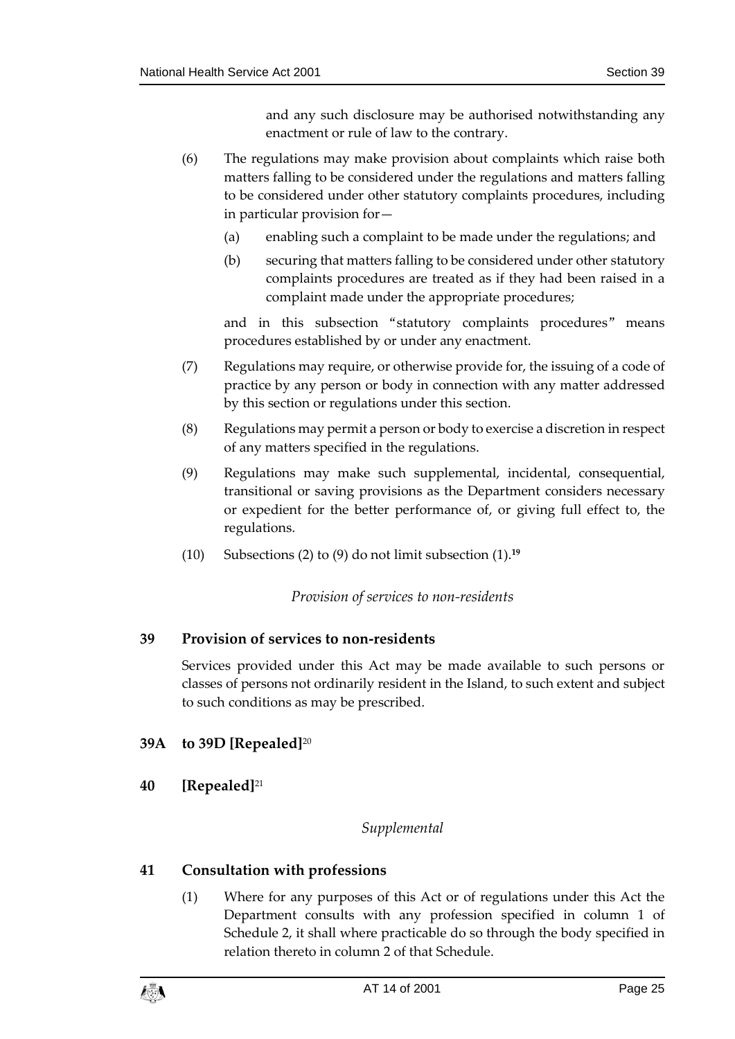and any such disclosure may be authorised notwithstanding any enactment or rule of law to the contrary.

(6) The regulations may make provision about complaints which raise both matters falling to be considered under the regulations and matters falling to be considered under other statutory complaints procedures, including in particular provision for—

(a) enabling such a complaint to be made under the regulations; and

(b) securing that matters falling to be considered under other statutory complaints procedures are treated as if they had been raised in a complaint made under the appropriate procedures;

and in this subsection "statutory complaints procedures" means procedures established by or under any enactment.

(7) Regulations may require, or otherwise provide for, the issuing of a code of practice by any person or body in connection with any matter addressed by this section or regulations under this section.

(8) Regulations may permit a person or body to exercise a discretion in respect of any matters specified in the regulations.

(9) Regulations may make such supplemental, incidental, consequential, transitional or saving provisions as the Department considers necessary or expedient for the better performance of, or giving full effect to, the regulations.

(10) Subsections (2) to (9) do not limit subsection (1).[19]

*Provision of services to non-residents*

## 39 Provision of services to non-residents

Services provided under this Act may be made available to such persons or classes of persons not ordinarily resident in the Island, to such extent and subject to such conditions as may be prescribed.

## 39A to 39D [Repealed][20]

## 40 [Repealed][21]

*Supplemental*

## 41 Consultation with professions

(1) Where for any purposes of this Act or of regulations under this Act the Department consults with any profession specified in column 1 of Schedule 2, it shall where practicable do so through the body specified in relation thereto in column 2 of that Schedule.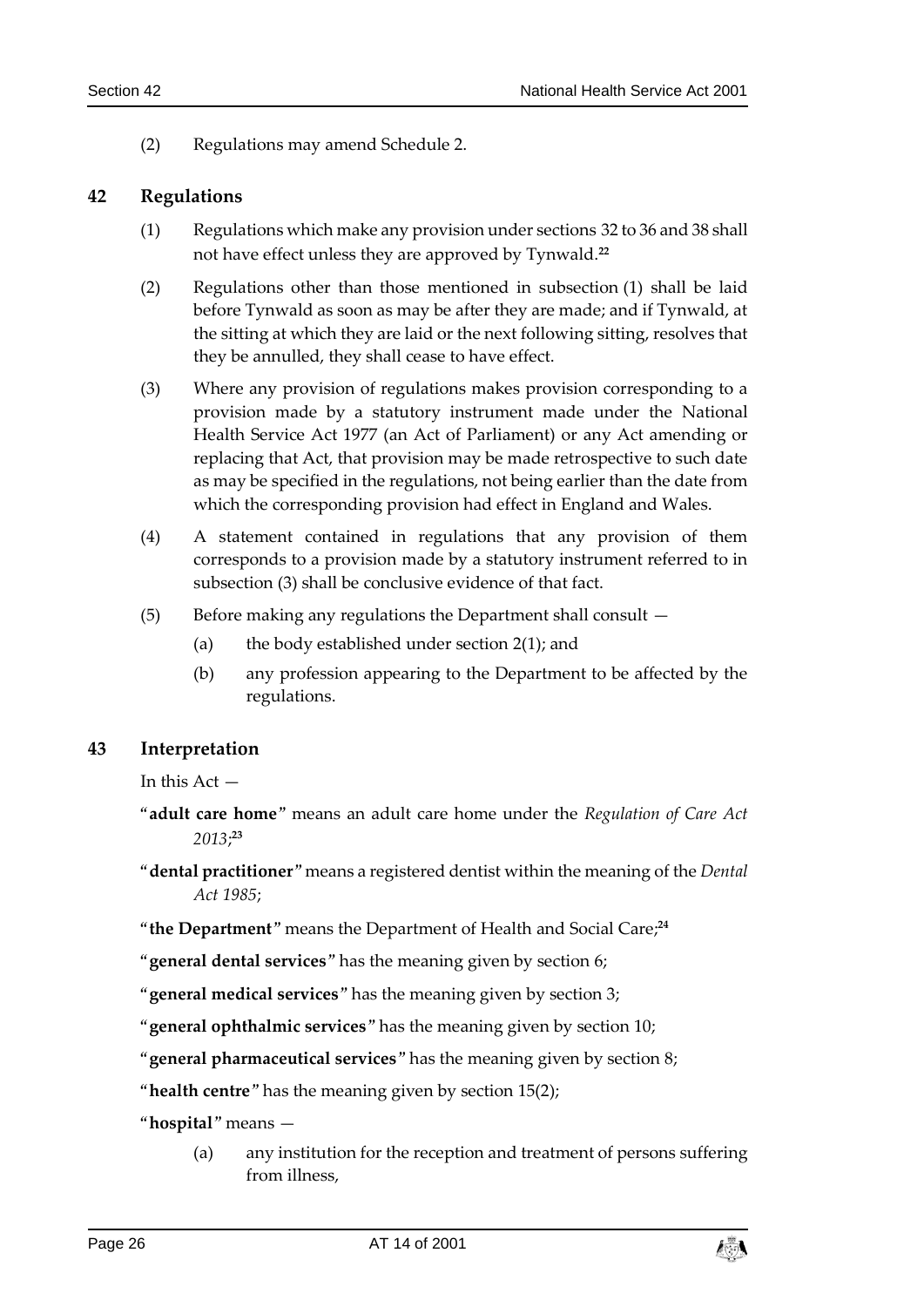(2) Regulations may amend Schedule 2.

## 42 Regulations

(1) Regulations which make any provision under sections 32 to 36 and 38 shall not have effect unless they are approved by Tynwald.[22]

(2) Regulations other than those mentioned in subsection (1) shall be laid before Tynwald as soon as may be after they are made; and if Tynwald, at the sitting at which they are laid or the next following sitting, resolves that they be annulled, they shall cease to have effect.

(3) Where any provision of regulations makes provision corresponding to a provision made by a statutory instrument made under the National Health Service Act 1977 (an Act of Parliament) or any Act amending or replacing that Act, that provision may be made retrospective to such date as may be specified in the regulations, not being earlier than the date from which the corresponding provision had effect in England and Wales.

(4) A statement contained in regulations that any provision of them corresponds to a provision made by a statutory instrument referred to in subsection (3) shall be conclusive evidence of that fact.

(5) Before making any regulations the Department shall consult —

- (a) the body established under section 2(1); and
- (b) any profession appearing to the Department to be affected by the regulations.

## 43 Interpretation

In this Act —

"**adult care home**" means an adult care home under the *Regulation of Care Act 2013*;[23]

"**dental practitioner**" means a registered dentist within the meaning of the *Dental Act 1985*;

"**the Department**" means the Department of Health and Social Care;[24]

"**general dental services**" has the meaning given by section 6;

"**general medical services**" has the meaning given by section 3;

"**general ophthalmic services**" has the meaning given by section 10;

"**general pharmaceutical services**" has the meaning given by section 8;

"**health centre**" has the meaning given by section 15(2);

"**hospital**" means —

- (a) any institution for the reception and treatment of persons suffering from illness,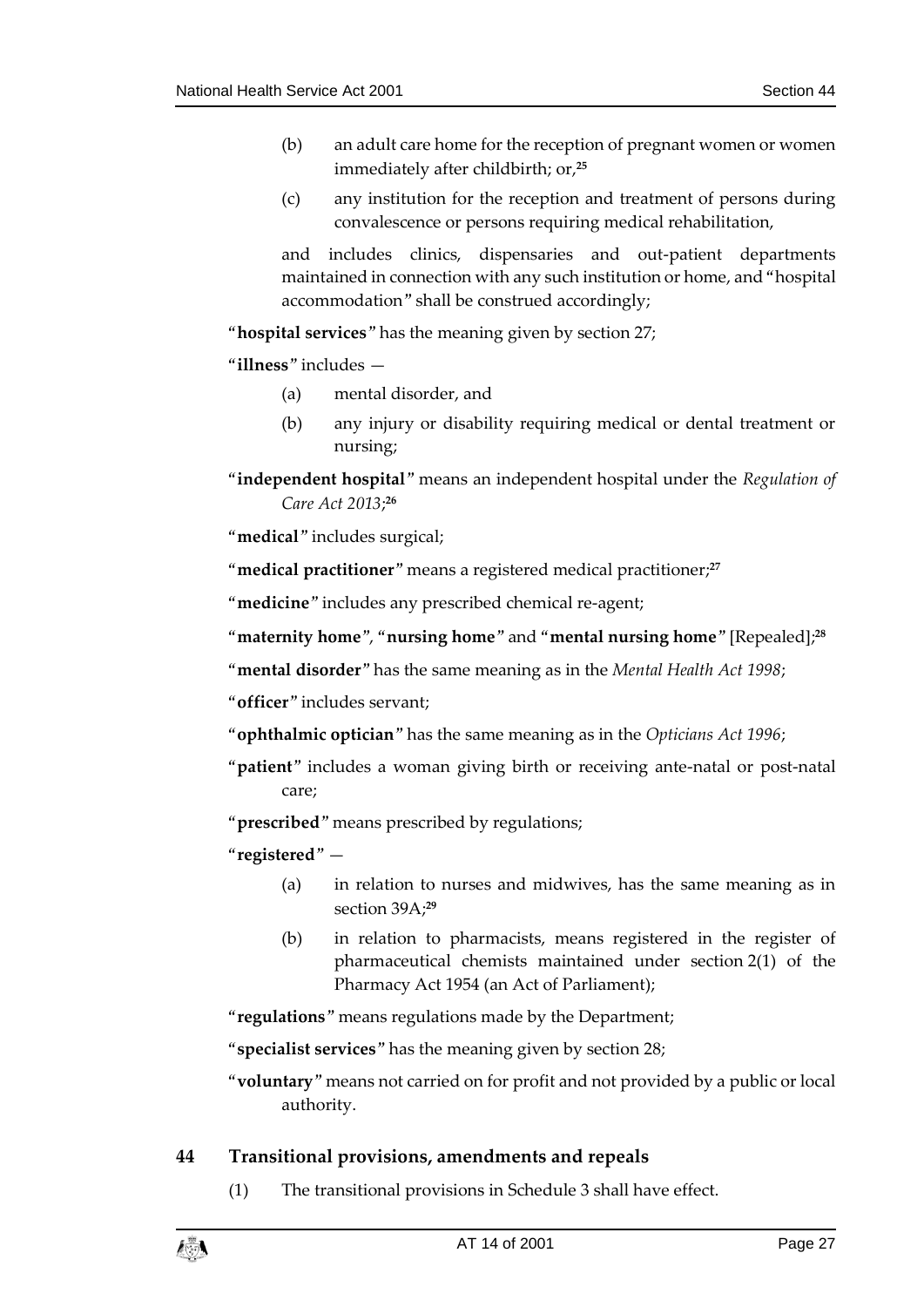(b) an adult care home for the reception of pregnant women or women immediately after childbirth; or,[25]

(c) any institution for the reception and treatment of persons during convalescence or persons requiring medical rehabilitation,

and includes clinics, dispensaries and out-patient departments maintained in connection with any such institution or home, and "hospital accommodation" shall be construed accordingly;

"**hospital services**" has the meaning given by section 27;

"**illness**" includes —

(a) mental disorder, and

(b) any injury or disability requiring medical or dental treatment or nursing;

"**independent hospital**" means an independent hospital under the *Regulation of Care Act 2013*;[26]

"**medical**" includes surgical;

"**medical practitioner**" means a registered medical practitioner;[27]

"**medicine**" includes any prescribed chemical re-agent;

"**maternity home**", "**nursing home**" and "**mental nursing home**" [Repealed];[28]

"**mental disorder**" has the same meaning as in the *Mental Health Act 1998*;

"**officer**" includes servant;

"**ophthalmic optician**" has the same meaning as in the *Opticians Act 1996*;

"**patient**" includes a woman giving birth or receiving ante-natal or post-natal care;

"**prescribed**" means prescribed by regulations;

"**registered**" —

(a) in relation to nurses and midwives, has the same meaning as in section 39A;[29]

(b) in relation to pharmacists, means registered in the register of pharmaceutical chemists maintained under section 2(1) of the Pharmacy Act 1954 (an Act of Parliament);

"**regulations**" means regulations made by the Department;

"**specialist services**" has the meaning given by section 28;

"**voluntary**" means not carried on for profit and not provided by a public or local authority.

## 44 Transitional provisions, amendments and repeals

(1) The transitional provisions in Schedule 3 shall have effect.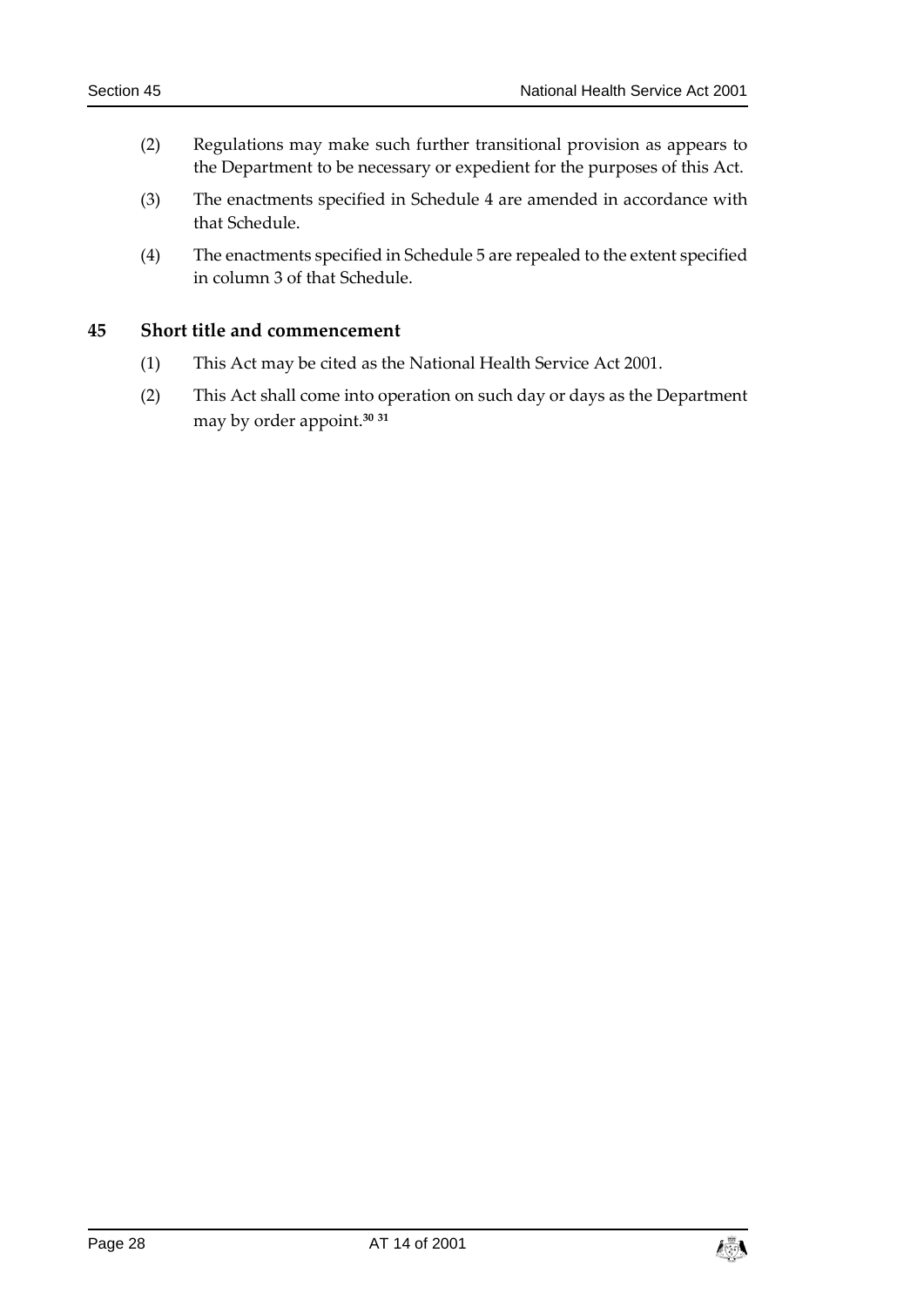(2) Regulations may make such further transitional provision as appears to the Department to be necessary or expedient for the purposes of this Act.

(3) The enactments specified in Schedule 4 are amended in accordance with that Schedule.

(4) The enactments specified in Schedule 5 are repealed to the extent specified in column 3 of that Schedule.

## 45 Short title and commencement

(1) This Act may be cited as the National Health Service Act 2001.

(2) This Act shall come into operation on such day or days as the Department may by order appoint.[30] [31]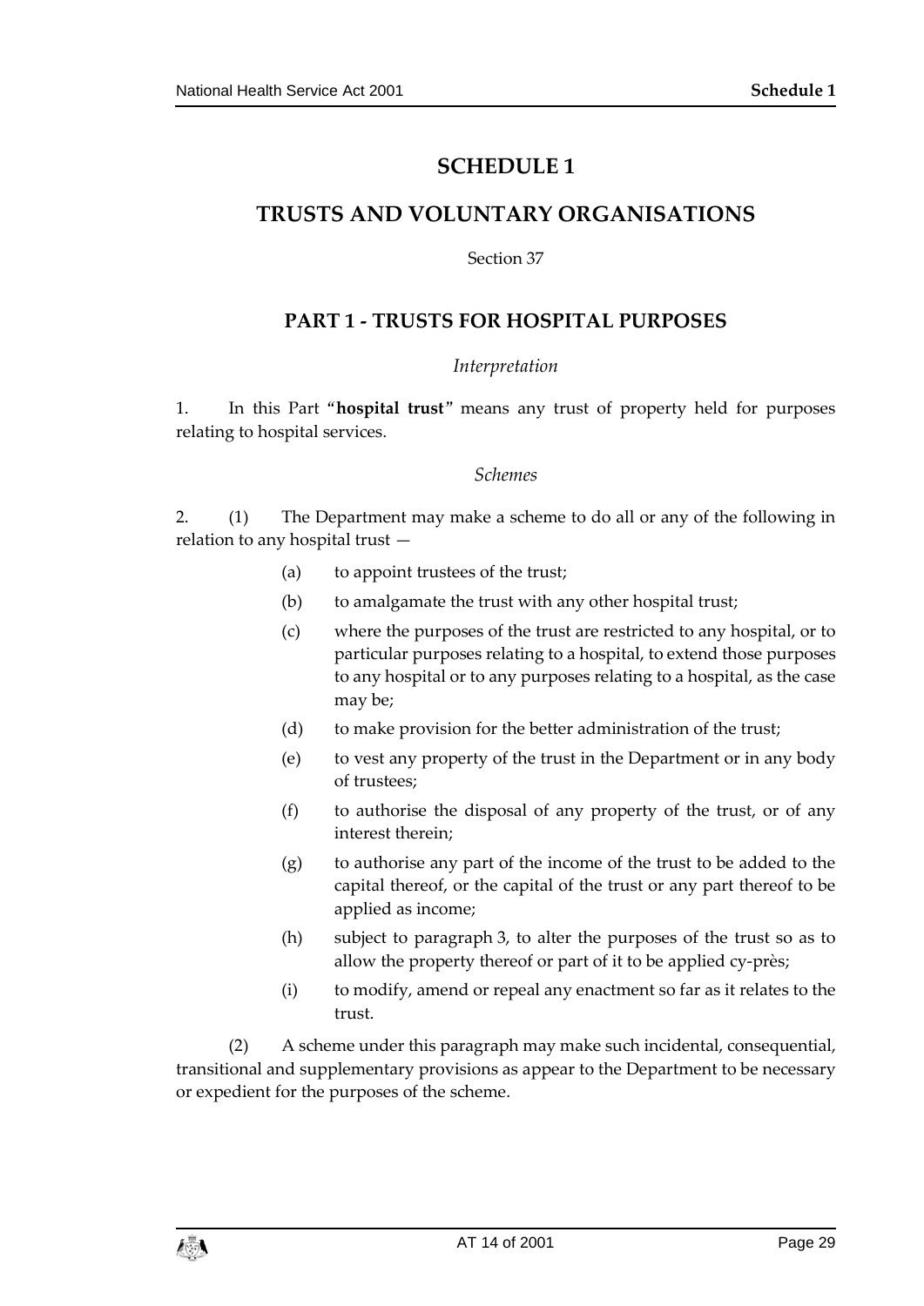# SCHEDULE 1

# TRUSTS AND VOLUNTARY ORGANISATIONS

Section 37

## PART 1 - TRUSTS FOR HOSPITAL PURPOSES

*Interpretation*

1. In this Part "**hospital trust**" means any trust of property held for purposes relating to hospital services.

*Schemes*

2. (1) The Department may make a scheme to do all or any of the following in relation to any hospital trust —

   (a) to appoint trustees of the trust;

   (b) to amalgamate the trust with any other hospital trust;

   (c) where the purposes of the trust are restricted to any hospital, or to particular purposes relating to a hospital, to extend those purposes to any hospital or to any purposes relating to a hospital, as the case may be;

   (d) to make provision for the better administration of the trust;

   (e) to vest any property of the trust in the Department or in any body of trustees;

   (f) to authorise the disposal of any property of the trust, or of any interest therein;

   (g) to authorise any part of the income of the trust to be added to the capital thereof, or the capital of the trust or any part thereof to be applied as income;

   (h) subject to paragraph 3, to alter the purposes of the trust so as to allow the property thereof or part of it to be applied cy-près;

   (i) to modify, amend or repeal any enactment so far as it relates to the trust.

(2) A scheme under this paragraph may make such incidental, consequential, transitional and supplementary provisions as appear to the Department to be necessary or expedient for the purposes of the scheme.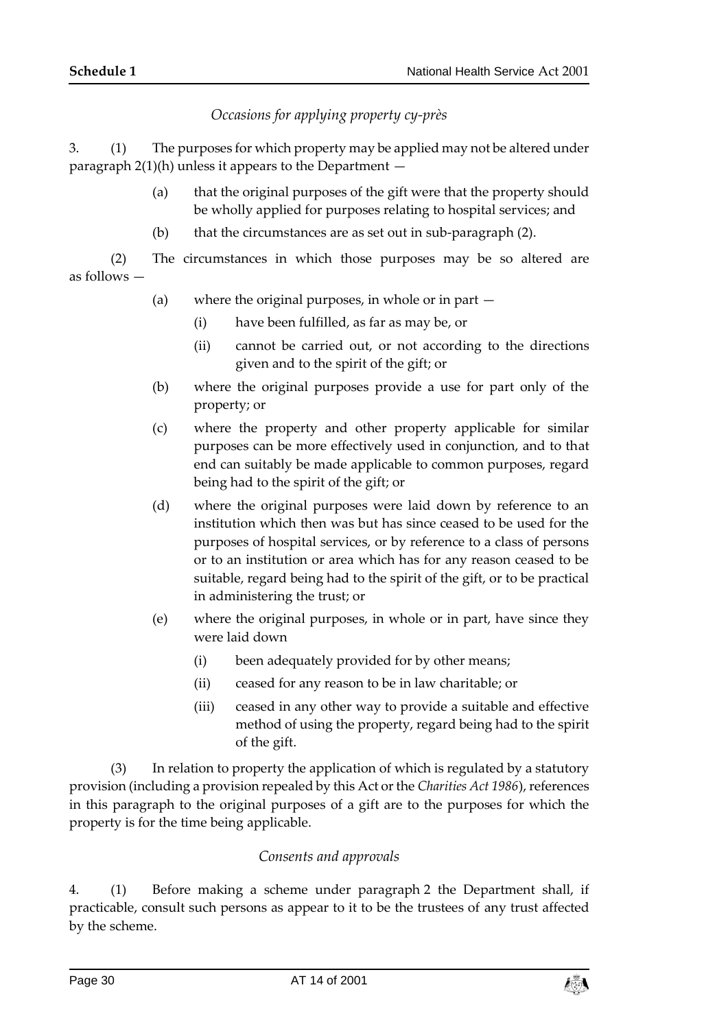*Occasions for applying property cy-près*

3. (1) The purposes for which property may be applied may not be altered under paragraph 2(1)(h) unless it appears to the Department —

- (a) that the original purposes of the gift were that the property should be wholly applied for purposes relating to hospital services; and
- (b) that the circumstances are as set out in sub-paragraph (2).

(2) The circumstances in which those purposes may be so altered are as follows —

- (a) where the original purposes, in whole or in part —
  - (i) have been fulfilled, as far as may be, or
  - (ii) cannot be carried out, or not according to the directions given and to the spirit of the gift; or
- (b) where the original purposes provide a use for part only of the property; or
- (c) where the property and other property applicable for similar purposes can be more effectively used in conjunction, and to that end can suitably be made applicable to common purposes, regard being had to the spirit of the gift; or
- (d) where the original purposes were laid down by reference to an institution which then was but has since ceased to be used for the purposes of hospital services, or by reference to a class of persons or to an institution or area which has for any reason ceased to be suitable, regard being had to the spirit of the gift, or to be practical in administering the trust; or
- (e) where the original purposes, in whole or in part, have since they were laid down
  - (i) been adequately provided for by other means;
  - (ii) ceased for any reason to be in law charitable; or
  - (iii) ceased in any other way to provide a suitable and effective method of using the property, regard being had to the spirit of the gift.

(3) In relation to property the application of which is regulated by a statutory provision (including a provision repealed by this Act or the *Charities Act 1986*), references in this paragraph to the original purposes of a gift are to the purposes for which the property is for the time being applicable.

*Consents and approvals*

4. (1) Before making a scheme under paragraph 2 the Department shall, if practicable, consult such persons as appear to it to be the trustees of any trust affected by the scheme.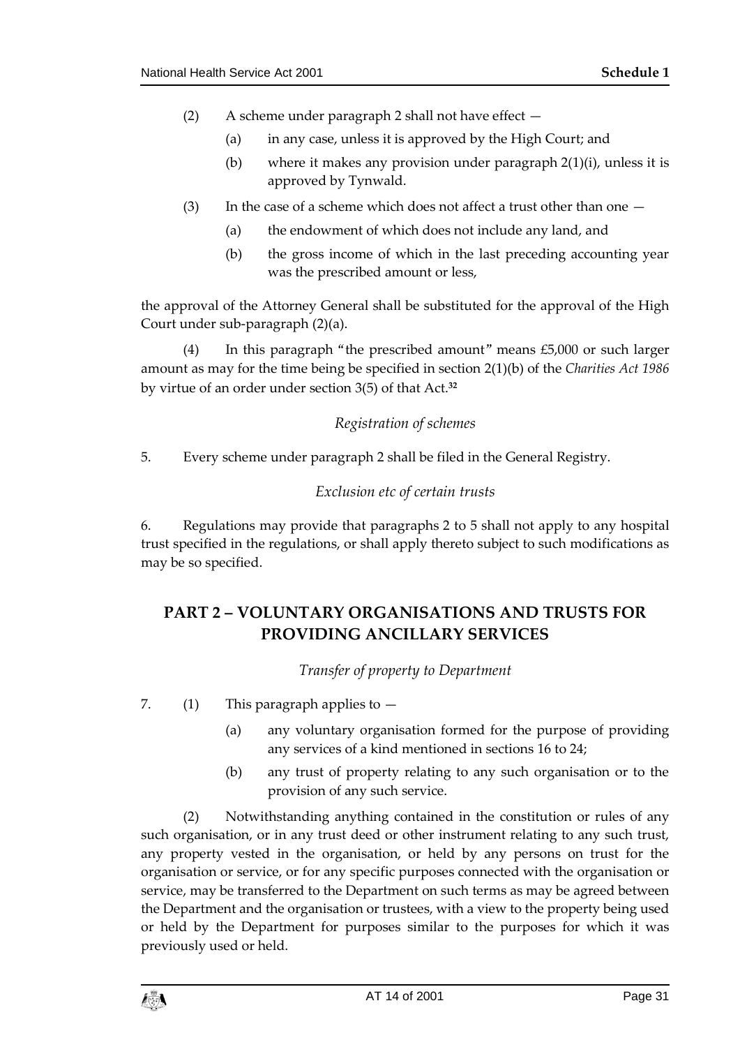(2) A scheme under paragraph 2 shall not have effect —

(a) in any case, unless it is approved by the High Court; and

(b) where it makes any provision under paragraph 2(1)(i), unless it is approved by Tynwald.

(3) In the case of a scheme which does not affect a trust other than one —

(a) the endowment of which does not include any land, and

(b) the gross income of which in the last preceding accounting year was the prescribed amount or less,

the approval of the Attorney General shall be substituted for the approval of the High Court under sub-paragraph (2)(a).

(4) In this paragraph "the prescribed amount" means £5,000 or such larger amount as may for the time being be specified in section 2(1)(b) of the *Charities Act 1986* by virtue of an order under section 3(5) of that Act.[32]

*Registration of schemes*

5. Every scheme under paragraph 2 shall be filed in the General Registry.

*Exclusion etc of certain trusts*

6. Regulations may provide that paragraphs 2 to 5 shall not apply to any hospital trust specified in the regulations, or shall apply thereto subject to such modifications as may be so specified.

## PART 2 – VOLUNTARY ORGANISATIONS AND TRUSTS FOR PROVIDING ANCILLARY SERVICES

*Transfer of property to Department*

7. (1) This paragraph applies to —

(a) any voluntary organisation formed for the purpose of providing any services of a kind mentioned in sections 16 to 24;

(b) any trust of property relating to any such organisation or to the provision of any such service.

(2) Notwithstanding anything contained in the constitution or rules of any such organisation, or in any trust deed or other instrument relating to any such trust, any property vested in the organisation, or held by any persons on trust for the organisation or service, or for any specific purposes connected with the organisation or service, may be transferred to the Department on such terms as may be agreed between the Department and the organisation or trustees, with a view to the property being used or held by the Department for purposes similar to the purposes for which it was previously used or held.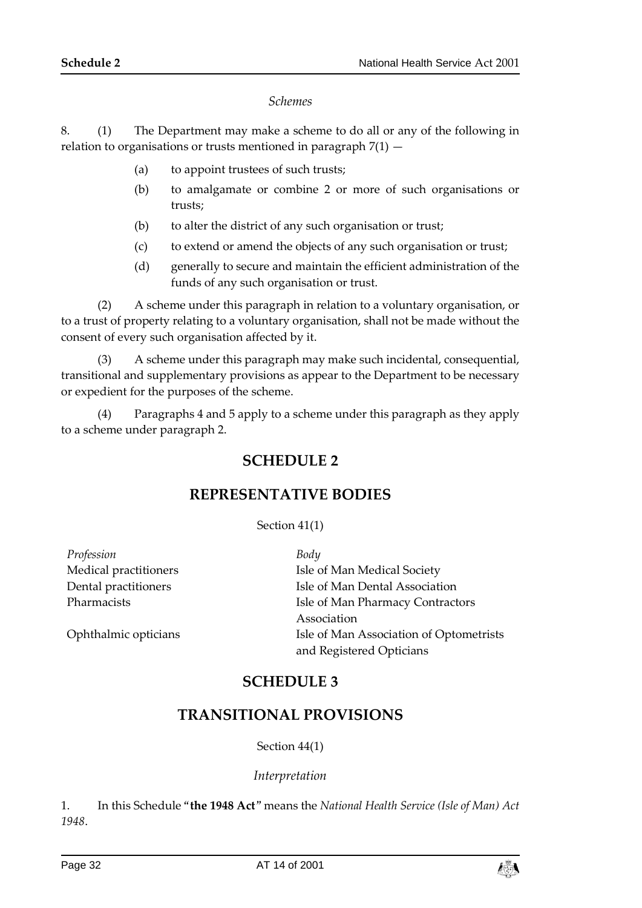*Schemes*

8. (1) The Department may make a scheme to do all or any of the following in relation to organisations or trusts mentioned in paragraph 7(1) —

- (a) to appoint trustees of such trusts;
- (b) to amalgamate or combine 2 or more of such organisations or trusts;
- (b) to alter the district of any such organisation or trust;
- (c) to extend or amend the objects of any such organisation or trust;
- (d) generally to secure and maintain the efficient administration of the funds of any such organisation or trust.

(2) A scheme under this paragraph in relation to a voluntary organisation, or to a trust of property relating to a voluntary organisation, shall not be made without the consent of every such organisation affected by it.

(3) A scheme under this paragraph may make such incidental, consequential, transitional and supplementary provisions as appear to the Department to be necessary or expedient for the purposes of the scheme.

(4) Paragraphs 4 and 5 apply to a scheme under this paragraph as they apply to a scheme under paragraph 2.

# SCHEDULE 2

# REPRESENTATIVE BODIES

Section 41(1)

| *Profession* | *Body* |
|---|---|
| Medical practitioners | Isle of Man Medical Society |
| Dental practitioners | Isle of Man Dental Association |
| Pharmacists | Isle of Man Pharmacy Contractors Association |
| Ophthalmic opticians | Isle of Man Association of Optometrists and Registered Opticians |

# SCHEDULE 3

# TRANSITIONAL PROVISIONS

Section 44(1)

*Interpretation*

1. In this Schedule "**the 1948 Act**" means the *National Health Service (Isle of Man) Act 1948*.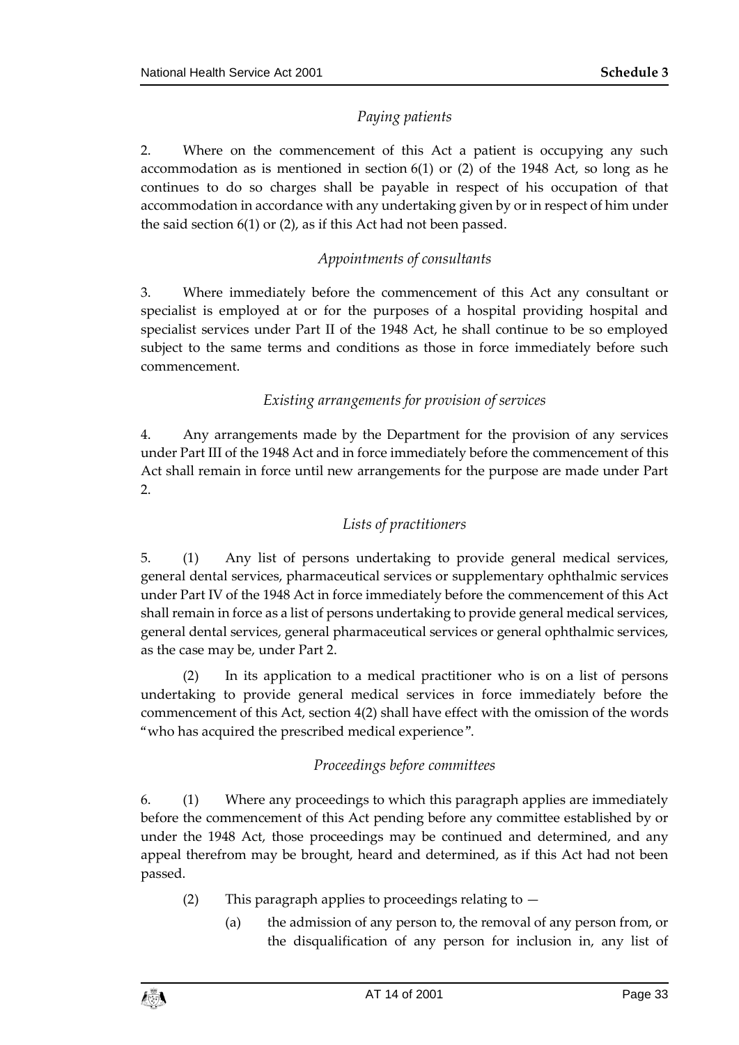*Paying patients*

2. Where on the commencement of this Act a patient is occupying any such accommodation as is mentioned in section 6(1) or (2) of the 1948 Act, so long as he continues to do so charges shall be payable in respect of his occupation of that accommodation in accordance with any undertaking given by or in respect of him under the said section 6(1) or (2), as if this Act had not been passed.

*Appointments of consultants*

3. Where immediately before the commencement of this Act any consultant or specialist is employed at or for the purposes of a hospital providing hospital and specialist services under Part II of the 1948 Act, he shall continue to be so employed subject to the same terms and conditions as those in force immediately before such commencement.

*Existing arrangements for provision of services*

4. Any arrangements made by the Department for the provision of any services under Part III of the 1948 Act and in force immediately before the commencement of this Act shall remain in force until new arrangements for the purpose are made under Part 2.

*Lists of practitioners*

5. (1) Any list of persons undertaking to provide general medical services, general dental services, pharmaceutical services or supplementary ophthalmic services under Part IV of the 1948 Act in force immediately before the commencement of this Act shall remain in force as a list of persons undertaking to provide general medical services, general dental services, general pharmaceutical services or general ophthalmic services, as the case may be, under Part 2.

(2) In its application to a medical practitioner who is on a list of persons undertaking to provide general medical services in force immediately before the commencement of this Act, section 4(2) shall have effect with the omission of the words "who has acquired the prescribed medical experience".

*Proceedings before committees*

6. (1) Where any proceedings to which this paragraph applies are immediately before the commencement of this Act pending before any committee established by or under the 1948 Act, those proceedings may be continued and determined, and any appeal therefrom may be brought, heard and determined, as if this Act had not been passed.

(2) This paragraph applies to proceedings relating to —

(a) the admission of any person to, the removal of any person from, or the disqualification of any person for inclusion in, any list of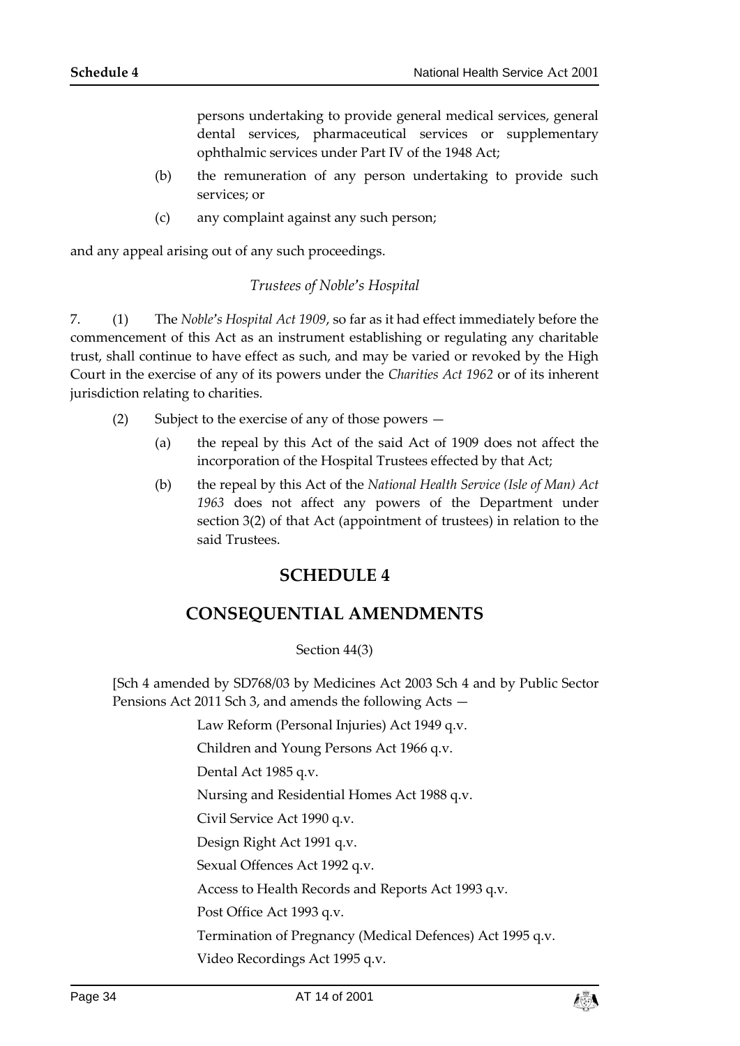persons undertaking to provide general medical services, general dental services, pharmaceutical services or supplementary ophthalmic services under Part IV of the 1948 Act;

(b) the remuneration of any person undertaking to provide such services; or

(c) any complaint against any such person;

and any appeal arising out of any such proceedings.

*Trustees of Noble's Hospital*

7. (1) The *Noble's Hospital Act 1909*, so far as it had effect immediately before the commencement of this Act as an instrument establishing or regulating any charitable trust, shall continue to have effect as such, and may be varied or revoked by the High Court in the exercise of any of its powers under the *Charities Act 1962* or of its inherent jurisdiction relating to charities.

(2) Subject to the exercise of any of those powers —

(a) the repeal by this Act of the said Act of 1909 does not affect the incorporation of the Hospital Trustees effected by that Act;

(b) the repeal by this Act of the *National Health Service (Isle of Man) Act 1963* does not affect any powers of the Department under section 3(2) of that Act (appointment of trustees) in relation to the said Trustees.

## SCHEDULE 4

## CONSEQUENTIAL AMENDMENTS

Section 44(3)

[Sch 4 amended by SD768/03 by Medicines Act 2003 Sch 4 and by Public Sector Pensions Act 2011 Sch 3, and amends the following Acts —

Law Reform (Personal Injuries) Act 1949 q.v.

Children and Young Persons Act 1966 q.v.

Dental Act 1985 q.v.

Nursing and Residential Homes Act 1988 q.v.

Civil Service Act 1990 q.v.

Design Right Act 1991 q.v.

Sexual Offences Act 1992 q.v.

Access to Health Records and Reports Act 1993 q.v.

Post Office Act 1993 q.v.

Termination of Pregnancy (Medical Defences) Act 1995 q.v.

Video Recordings Act 1995 q.v.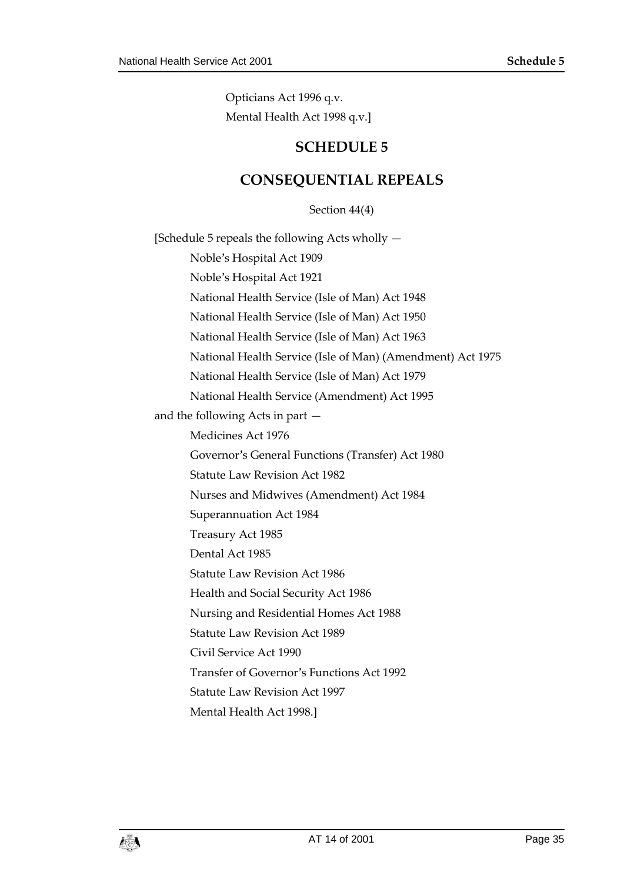Opticians Act 1996 q.v.

Mental Health Act 1998 q.v.]

# SCHEDULE 5

# CONSEQUENTIAL REPEALS

Section 44(4)

[Schedule 5 repeals the following Acts wholly —

Noble's Hospital Act 1909

Noble's Hospital Act 1921

National Health Service (Isle of Man) Act 1948

National Health Service (Isle of Man) Act 1950

National Health Service (Isle of Man) Act 1963

National Health Service (Isle of Man) (Amendment) Act 1975

National Health Service (Isle of Man) Act 1979

National Health Service (Amendment) Act 1995

and the following Acts in part —

Medicines Act 1976

Governor's General Functions (Transfer) Act 1980

Statute Law Revision Act 1982

Nurses and Midwives (Amendment) Act 1984

Superannuation Act 1984

Treasury Act 1985

Dental Act 1985

Statute Law Revision Act 1986

Health and Social Security Act 1986

Nursing and Residential Homes Act 1988

Statute Law Revision Act 1989

Civil Service Act 1990

Transfer of Governor's Functions Act 1992

Statute Law Revision Act 1997

Mental Health Act 1998.]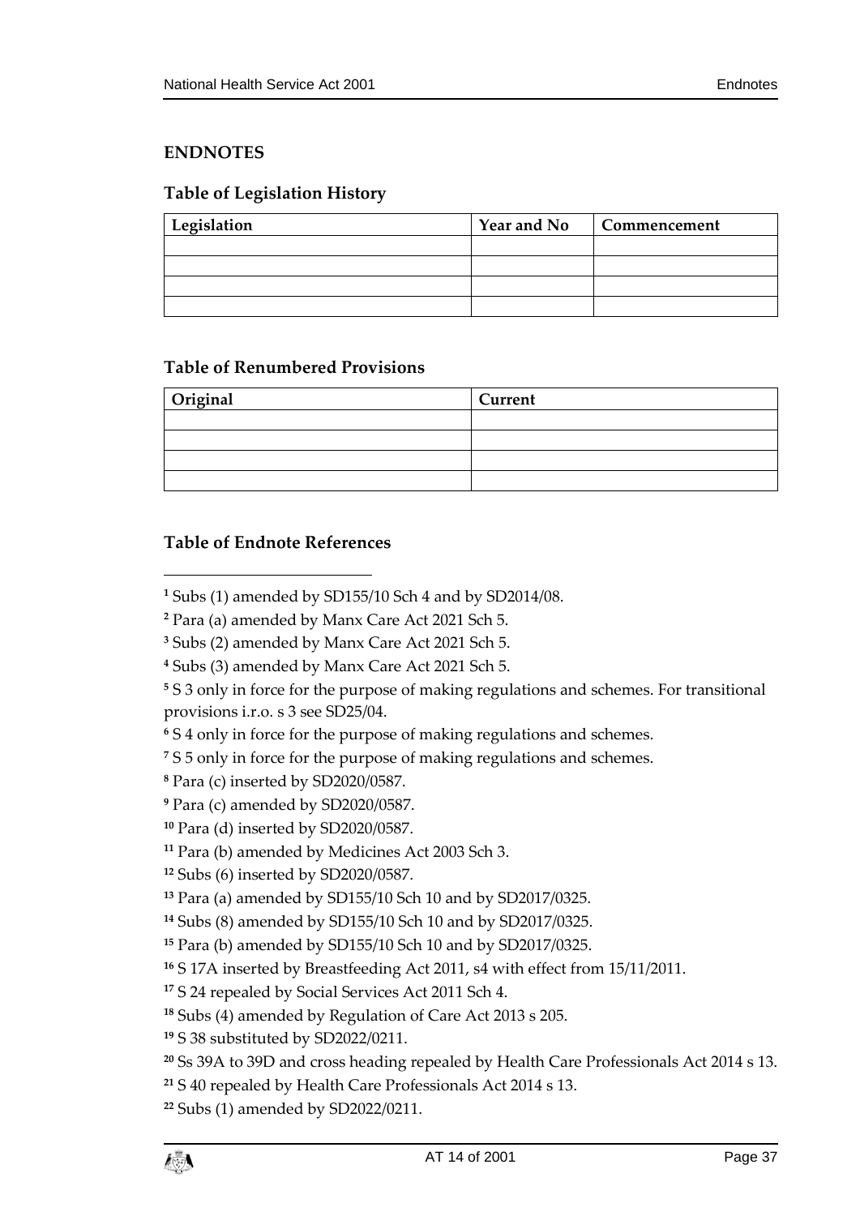## ENDNOTES

### Table of Legislation History

| Legislation | Year and No | Commencement |
|---|---|---|
| | | |
| | | |
| | | |
| | | |

### Table of Renumbered Provisions

| Original | Current |
|---|---|
| | |
| | |
| | |
| | |

### Table of Endnote References

[1] Subs (1) amended by SD155/10 Sch 4 and by SD2014/08.

[2] Para (a) amended by Manx Care Act 2021 Sch 5.

[3] Subs (2) amended by Manx Care Act 2021 Sch 5.

[4] Subs (3) amended by Manx Care Act 2021 Sch 5.

[5] S 3 only in force for the purpose of making regulations and schemes. For transitional provisions i.r.o. s 3 see SD25/04.

[6] S 4 only in force for the purpose of making regulations and schemes.

[7] S 5 only in force for the purpose of making regulations and schemes.

[8] Para (c) inserted by SD2020/0587.

[9] Para (c) amended by SD2020/0587.

[10] Para (d) inserted by SD2020/0587.

[11] Para (b) amended by Medicines Act 2003 Sch 3.

[12] Subs (6) inserted by SD2020/0587.

[13] Para (a) amended by SD155/10 Sch 10 and by SD2017/0325.

[14] Subs (8) amended by SD155/10 Sch 10 and by SD2017/0325.

[15] Para (b) amended by SD155/10 Sch 10 and by SD2017/0325.

[16] S 17A inserted by Breastfeeding Act 2011, s4 with effect from 15/11/2011.

[17] S 24 repealed by Social Services Act 2011 Sch 4.

[18] Subs (4) amended by Regulation of Care Act 2013 s 205.

[19] S 38 substituted by SD2022/0211.

[20] Ss 39A to 39D and cross heading repealed by Health Care Professionals Act 2014 s 13.

[21] S 40 repealed by Health Care Professionals Act 2014 s 13.

[22] Subs (1) amended by SD2022/0211.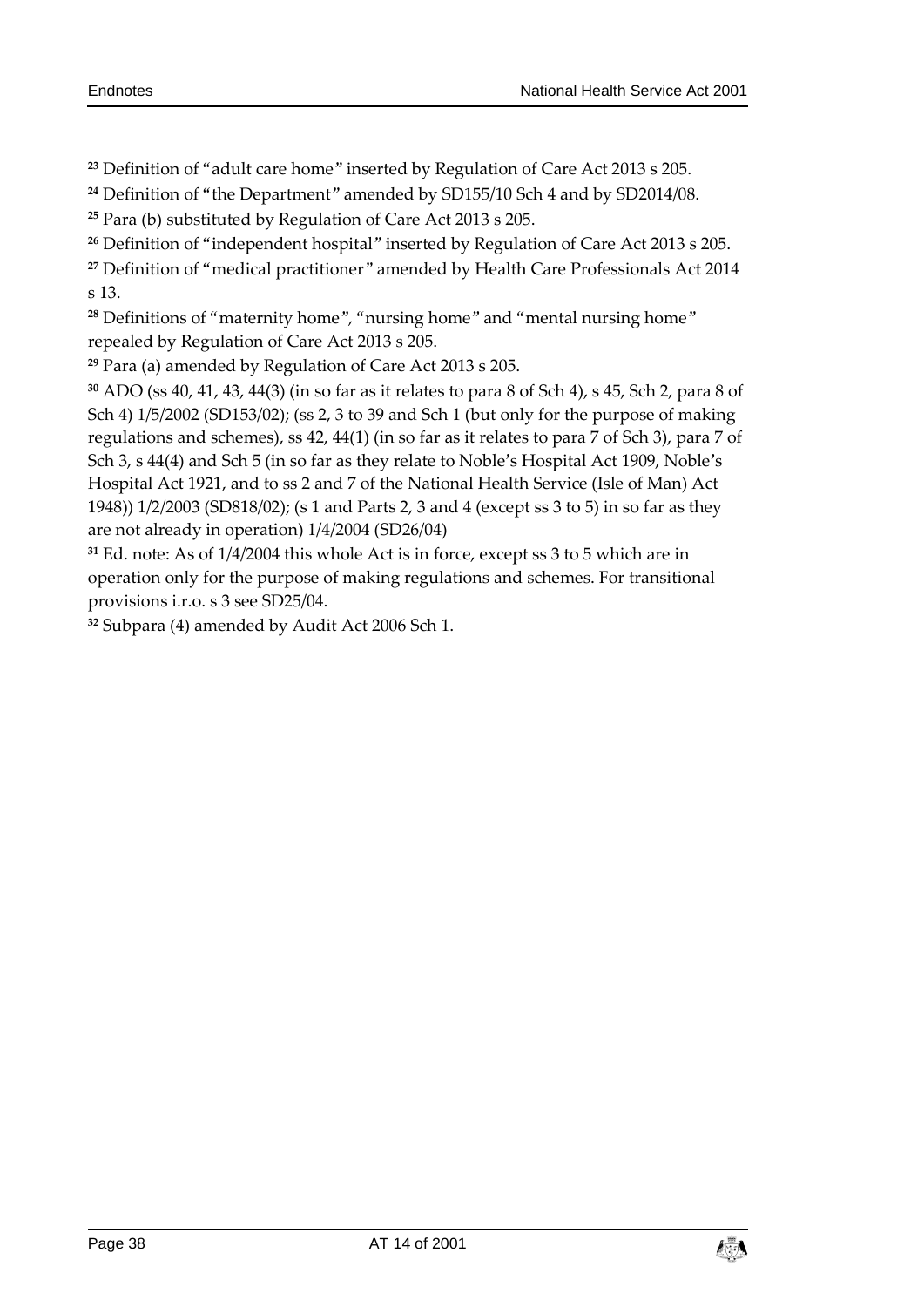[23] Definition of "adult care home" inserted by Regulation of Care Act 2013 s 205.

[24] Definition of "the Department" amended by SD155/10 Sch 4 and by SD2014/08.

[25] Para (b) substituted by Regulation of Care Act 2013 s 205.

[26] Definition of "independent hospital" inserted by Regulation of Care Act 2013 s 205.

[27] Definition of "medical practitioner" amended by Health Care Professionals Act 2014 s 13.

[28] Definitions of "maternity home", "nursing home" and "mental nursing home" repealed by Regulation of Care Act 2013 s 205.

[29] Para (a) amended by Regulation of Care Act 2013 s 205.

[30] ADO (ss 40, 41, 43, 44(3) (in so far as it relates to para 8 of Sch 4), s 45, Sch 2, para 8 of Sch 4) 1/5/2002 (SD153/02); (ss 2, 3 to 39 and Sch 1 (but only for the purpose of making regulations and schemes), ss 42, 44(1) (in so far as it relates to para 7 of Sch 3), para 7 of Sch 3, s 44(4) and Sch 5 (in so far as they relate to Noble's Hospital Act 1909, Noble's Hospital Act 1921, and to ss 2 and 7 of the National Health Service (Isle of Man) Act 1948)) 1/2/2003 (SD818/02); (s 1 and Parts 2, 3 and 4 (except ss 3 to 5) in so far as they are not already in operation) 1/4/2004 (SD26/04)

[31] Ed. note: As of 1/4/2004 this whole Act is in force, except ss 3 to 5 which are in operation only for the purpose of making regulations and schemes. For transitional provisions i.r.o. s 3 see SD25/04.

[32] Subpara (4) amended by Audit Act 2006 Sch 1.